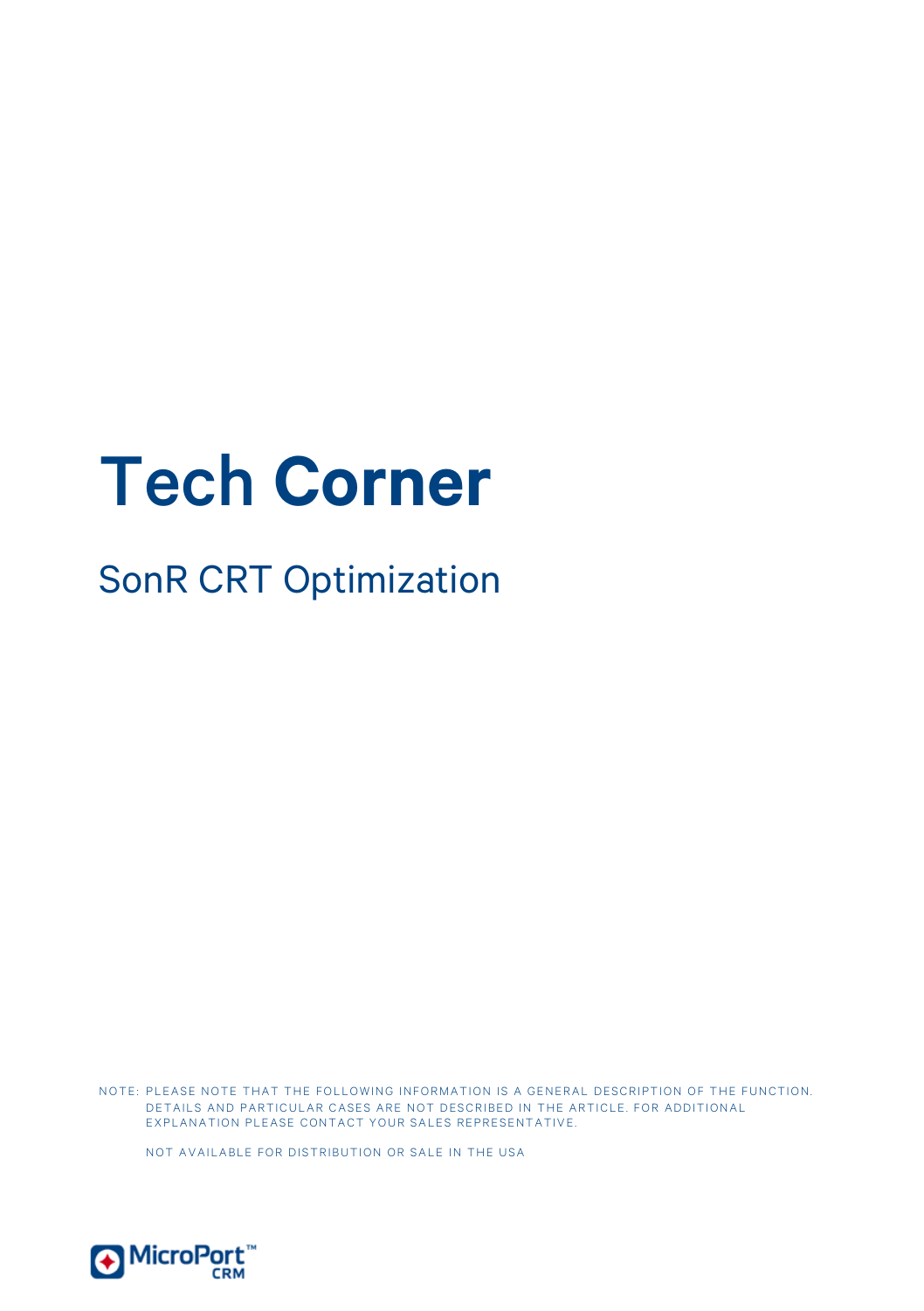# Tech Corner

## SonR CRT Optimization

NOTE: PLEASE NOTE THAT THE FOLLOWING INFORMATION IS A GENERAL DESCRIPTION OF THE FUNCTION. DETAILS AND PARTICULAR CASES ARE NOT DESCRIBED IN THE ARTICLE. FOR ADDITIONAL EXPLANATION PLEASE CONTACT YOUR SALES REPRESENTATIVE.

NOT AVAILABLE FOR DISTRIBUTION OR SALE IN THE USA

MicroPort™ CRM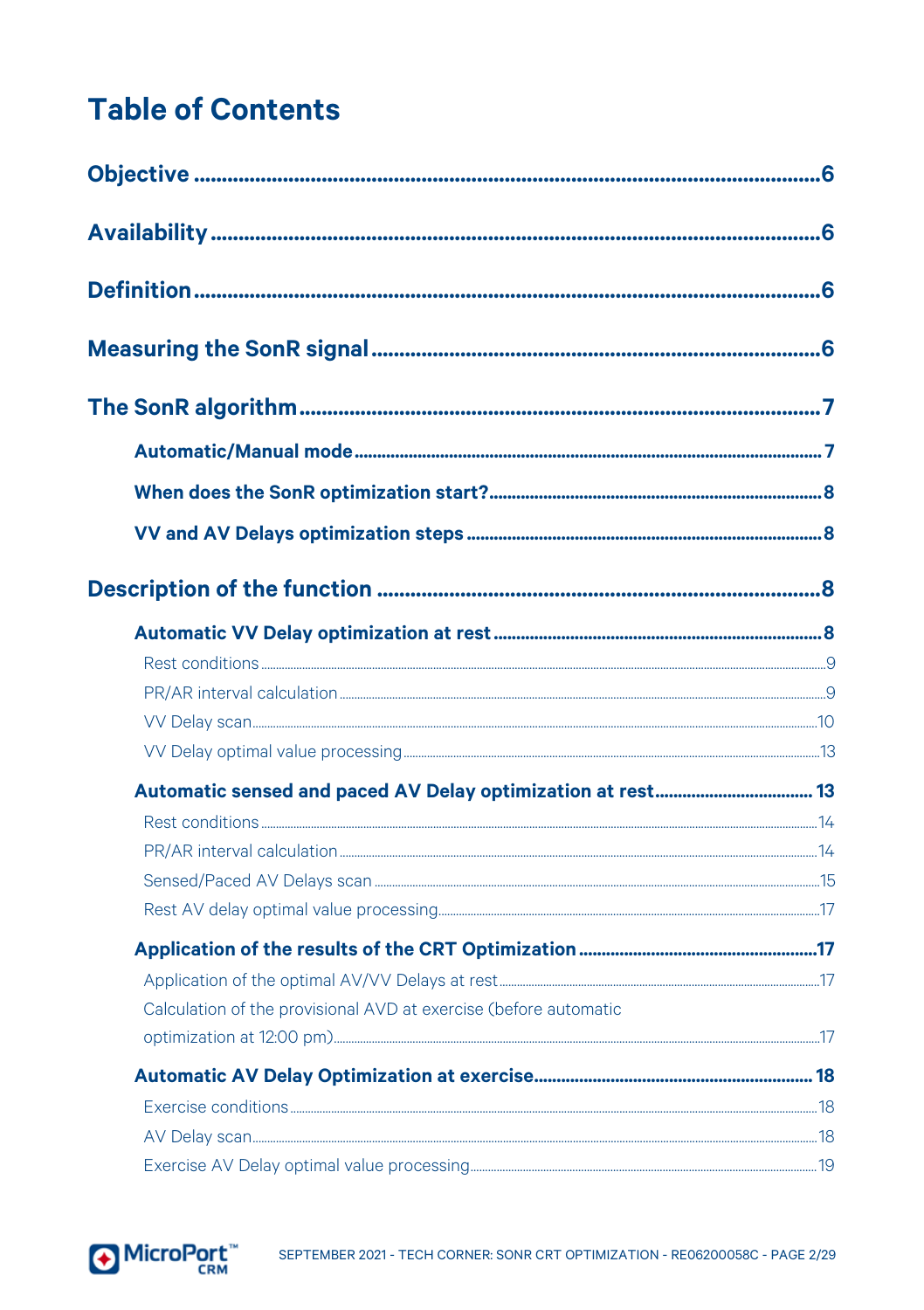# Table of Contents

**Objective** .......................................................... 6

**Availability** .......................................................... 6

**Definition** .......................................................... 6

**Measuring the SonR signal** .......................................................... 6

**The SonR algorithm** .......................................................... 7

- **Automatic/Manual mode** .......................................................... 7
- **When does the SonR optimization start?** .......................................................... 8
- **VV and AV Delays optimization steps** .......................................................... 8

**Description of the function** .......................................................... 8

- **Automatic VV Delay optimization at rest** .......................................................... 8
  - Rest conditions .......................................................... 9
  - PR/AR interval calculation .......................................................... 9
  - VV Delay scan .......................................................... 10
  - VV Delay optimal value processing .......................................................... 13
- **Automatic sensed and paced AV Delay optimization at rest** .......................................................... 13
  - Rest conditions .......................................................... 14
  - PR/AR interval calculation .......................................................... 14
  - Sensed/Paced AV Delays scan .......................................................... 15
  - Rest AV delay optimal value processing .......................................................... 17
- **Application of the results of the CRT Optimization** .......................................................... 17
  - Application of the optimal AV/VV Delays at rest .......................................................... 17
  - Calculation of the provisional AVD at exercise (before automatic optimization at 12:00 pm) .......................................................... 17
- **Automatic AV Delay Optimization at exercise** .......................................................... 18
  - Exercise conditions .......................................................... 18
  - AV Delay scan .......................................................... 18
  - Exercise AV Delay optimal value processing .......................................................... 19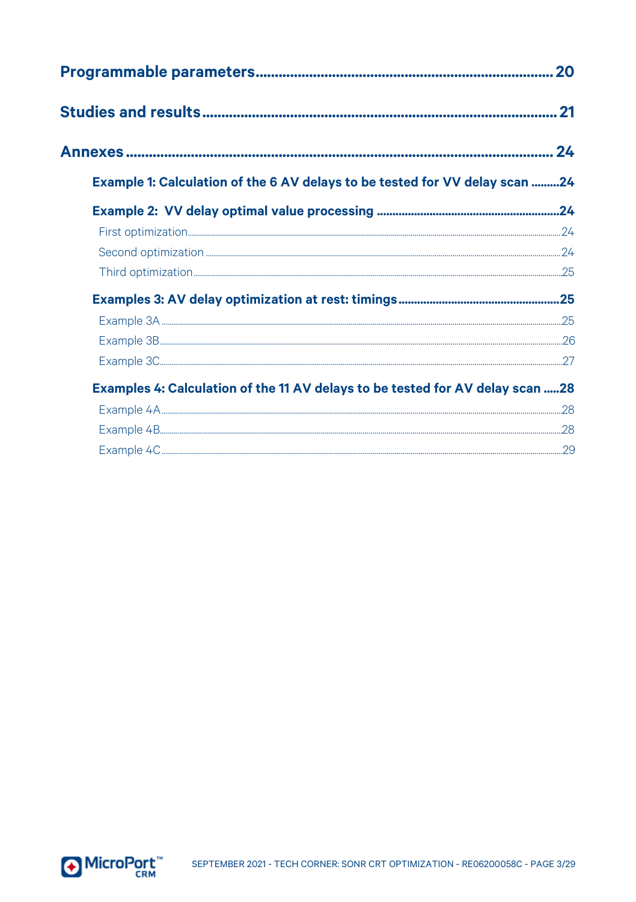**Programmable parameters** ........................................................................ 20

**Studies and results** ............................................................................... 21

**Annexes** ..................................................................................................... 24

**Example 1: Calculation of the 6 AV delays to be tested for VV delay scan** .........24

**Example 2: VV delay optimal value processing** ..........................................................24

First optimization........................................................................................................24

Second optimization ....................................................................................................24

Third optimization........................................................................................................25

**Examples 3: AV delay optimization at rest: timings**..................................................25

Example 3A ..................................................................................................................25

Example 3B..................................................................................................................26

Example 3C..................................................................................................................27

**Examples 4: Calculation of the 11 AV delays to be tested for AV delay scan** .....28

Example 4A..................................................................................................................28

Example 4B..................................................................................................................28

Example 4C..................................................................................................................29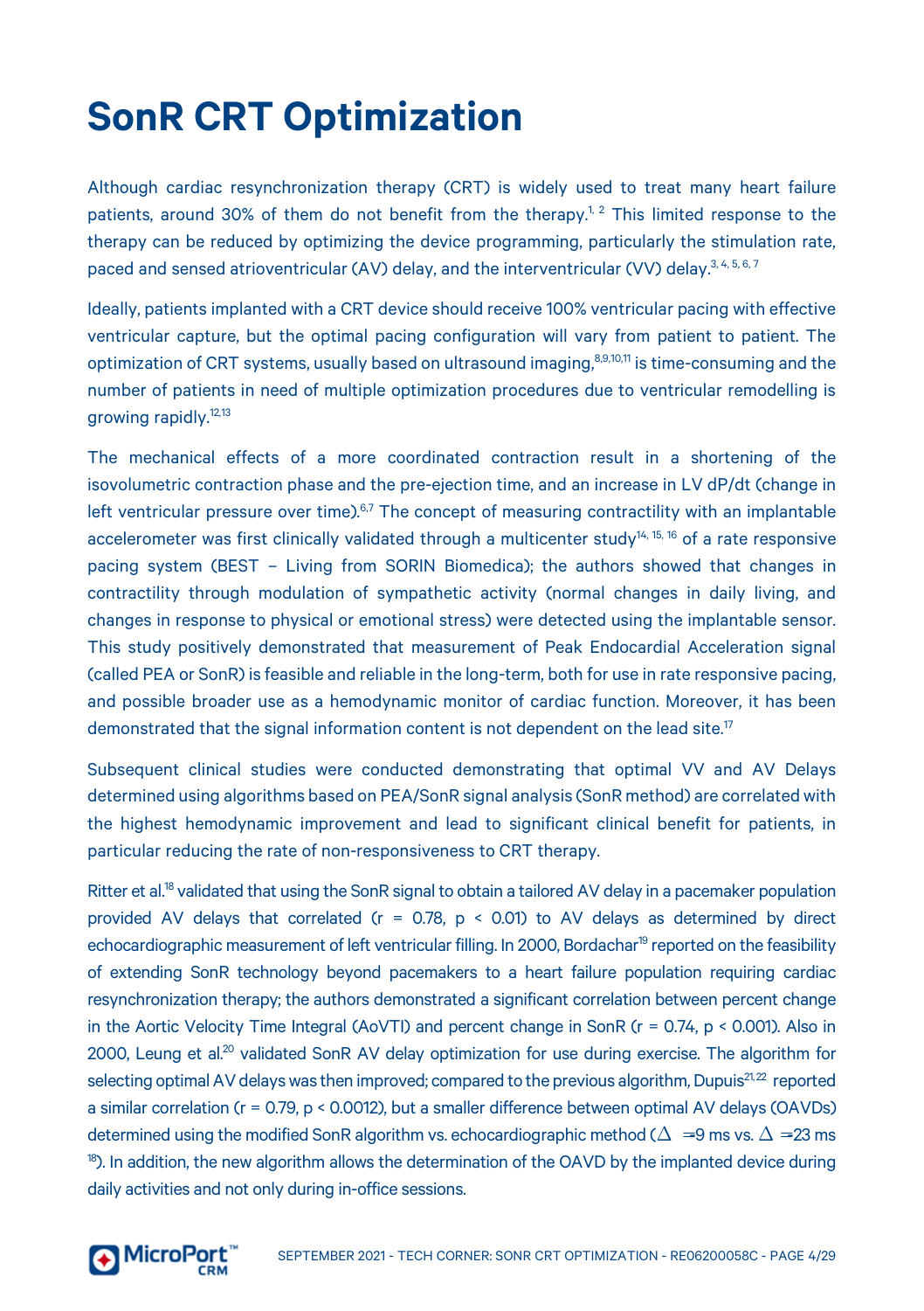# SonR CRT Optimization

Although cardiac resynchronization therapy (CRT) is widely used to treat many heart failure patients, around 30% of them do not benefit from the therapy.[1, 2] This limited response to the therapy can be reduced by optimizing the device programming, particularly the stimulation rate, paced and sensed atrioventricular (AV) delay, and the interventricular (VV) delay.[3, 4, 5, 6, 7]

Ideally, patients implanted with a CRT device should receive 100% ventricular pacing with effective ventricular capture, but the optimal pacing configuration will vary from patient to patient. The optimization of CRT systems, usually based on ultrasound imaging,[8,9,10,11] is time-consuming and the number of patients in need of multiple optimization procedures due to ventricular remodelling is growing rapidly.[12,13]

The mechanical effects of a more coordinated contraction result in a shortening of the isovolumetric contraction phase and the pre-ejection time, and an increase in LV dP/dt (change in left ventricular pressure over time).[6,7] The concept of measuring contractility with an implantable accelerometer was first clinically validated through a multicenter study[14, 15, 16] of a rate responsive pacing system (BEST – Living from SORIN Biomedica); the authors showed that changes in contractility through modulation of sympathetic activity (normal changes in daily living, and changes in response to physical or emotional stress) were detected using the implantable sensor. This study positively demonstrated that measurement of Peak Endocardial Acceleration signal (called PEA or SonR) is feasible and reliable in the long-term, both for use in rate responsive pacing, and possible broader use as a hemodynamic monitor of cardiac function. Moreover, it has been demonstrated that the signal information content is not dependent on the lead site.[17]

Subsequent clinical studies were conducted demonstrating that optimal VV and AV Delays determined using algorithms based on PEA/SonR signal analysis (SonR method) are correlated with the highest hemodynamic improvement and lead to significant clinical benefit for patients, in particular reducing the rate of non-responsiveness to CRT therapy.

Ritter et al.[18] validated that using the SonR signal to obtain a tailored AV delay in a pacemaker population provided AV delays that correlated ($r = 0.78$, $p < 0.01$) to AV delays as determined by direct echocardiographic measurement of left ventricular filling. In 2000, Bordachar[19] reported on the feasibility of extending SonR technology beyond pacemakers to a heart failure population requiring cardiac resynchronization therapy; the authors demonstrated a significant correlation between percent change in the Aortic Velocity Time Integral (AoVTI) and percent change in SonR ($r = 0.74$, $p < 0.001$). Also in 2000, Leung et al.[20] validated SonR AV delay optimization for use during exercise. The algorithm for selecting optimal AV delays was then improved; compared to the previous algorithm, Dupuis[21,22] reported a similar correlation ($r = 0.79$, $p < 0.0012$), but a smaller difference between optimal AV delays (OAVDs) determined using the modified SonR algorithm vs. echocardiographic method ($\Delta = 9$ ms vs. $\Delta = 23$ ms [18]). In addition, the new algorithm allows the determination of the OAVD by the implanted device during daily activities and not only during in-office sessions.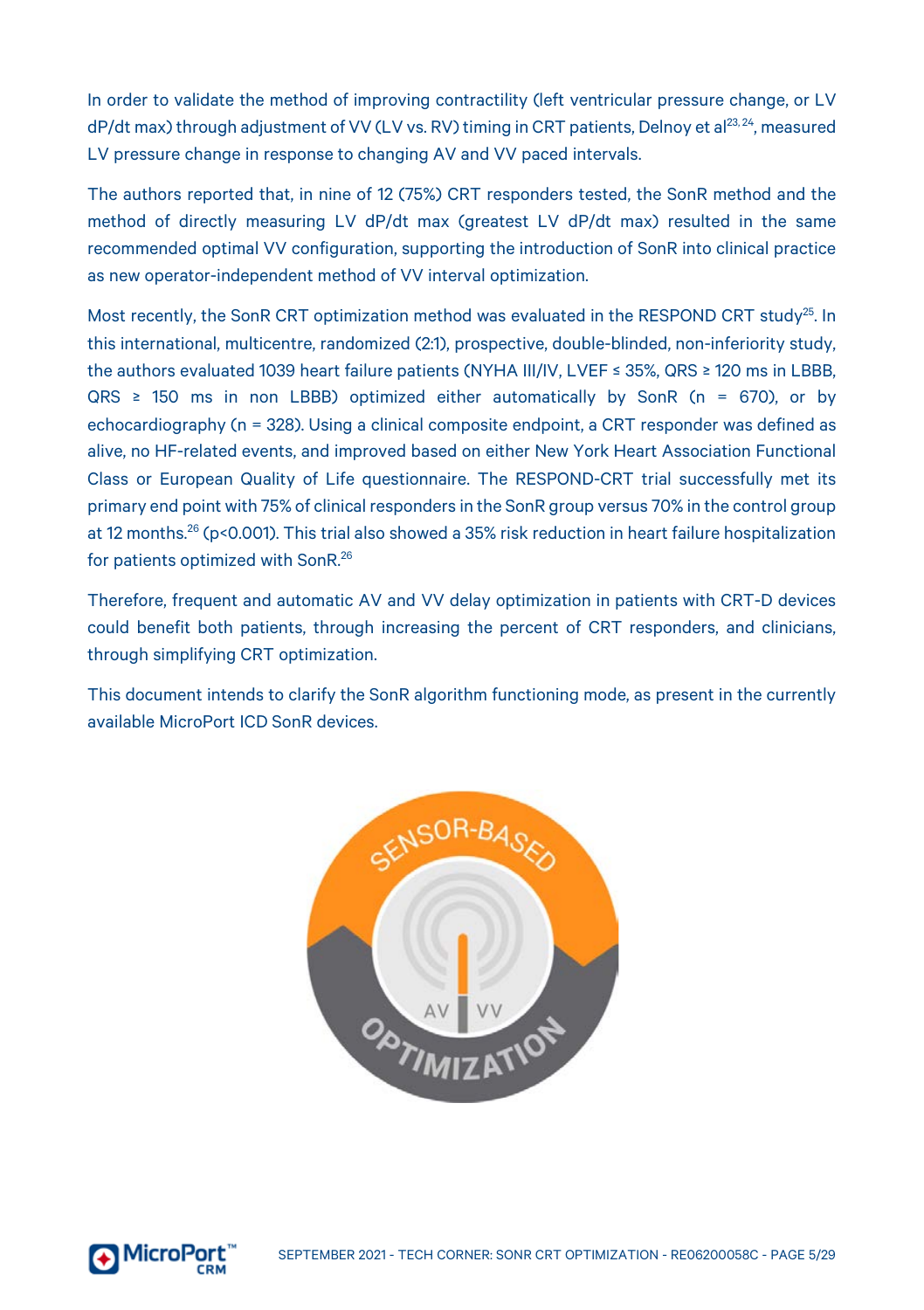In order to validate the method of improving contractility (left ventricular pressure change, or LV dP/dt max) through adjustment of VV (LV vs. RV) timing in CRT patients, Delnoy et al[23, 24], measured LV pressure change in response to changing AV and VV paced intervals.

The authors reported that, in nine of 12 (75%) CRT responders tested, the SonR method and the method of directly measuring LV dP/dt max (greatest LV dP/dt max) resulted in the same recommended optimal VV configuration, supporting the introduction of SonR into clinical practice as new operator-independent method of VV interval optimization.

Most recently, the SonR CRT optimization method was evaluated in the RESPOND CRT study[25]. In this international, multicentre, randomized (2:1), prospective, double-blinded, non-inferiority study, the authors evaluated 1039 heart failure patients (NYHA III/IV, LVEF ≤ 35%, QRS ≥ 120 ms in LBBB, QRS ≥ 150 ms in non LBBB) optimized either automatically by SonR (n = 670), or by echocardiography (n = 328). Using a clinical composite endpoint, a CRT responder was defined as alive, no HF-related events, and improved based on either New York Heart Association Functional Class or European Quality of Life questionnaire. The RESPOND-CRT trial successfully met its primary end point with 75% of clinical responders in the SonR group versus 70% in the control group at 12 months.[26] ($p<0.001$). This trial also showed a 35% risk reduction in heart failure hospitalization for patients optimized with SonR.[26]

Therefore, frequent and automatic AV and VV delay optimization in patients with CRT-D devices could benefit both patients, through increasing the percent of CRT responders, and clinicians, through simplifying CRT optimization.

This document intends to clarify the SonR algorithm functioning mode, as present in the currently available MicroPort ICD SonR devices.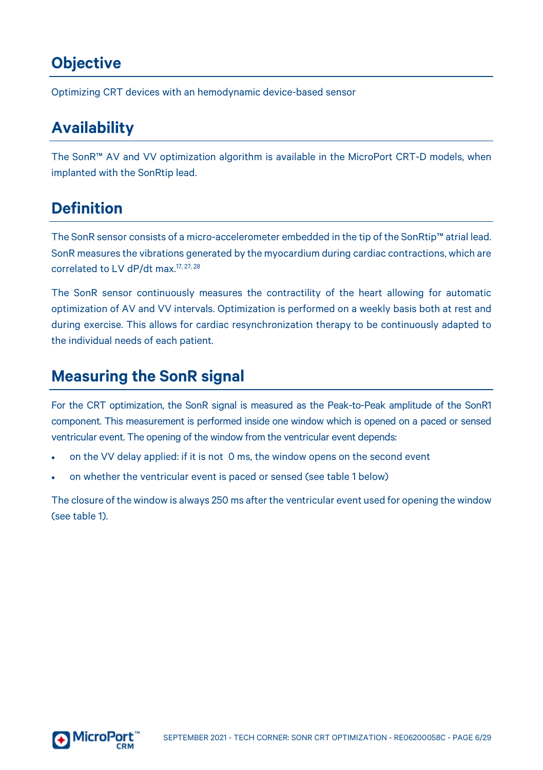## Objective

Optimizing CRT devices with an hemodynamic device-based sensor

## Availability

The SonR™ AV and VV optimization algorithm is available in the MicroPort CRT-D models, when implanted with the SonRtip lead.

## Definition

The SonR sensor consists of a micro-accelerometer embedded in the tip of the SonRtip™ atrial lead. SonR measures the vibrations generated by the myocardium during cardiac contractions, which are correlated to LV dP/dt max.[17, 27, 28]

The SonR sensor continuously measures the contractility of the heart allowing for automatic optimization of AV and VV intervals. Optimization is performed on a weekly basis both at rest and during exercise. This allows for cardiac resynchronization therapy to be continuously adapted to the individual needs of each patient.

## Measuring the SonR signal

For the CRT optimization, the SonR signal is measured as the Peak-to-Peak amplitude of the SonR1 component. This measurement is performed inside one window which is opened on a paced or sensed ventricular event. The opening of the window from the ventricular event depends:

- on the VV delay applied: if it is not  0 ms, the window opens on the second event
- on whether the ventricular event is paced or sensed (see table 1 below)

The closure of the window is always 250 ms after the ventricular event used for opening the window (see table 1).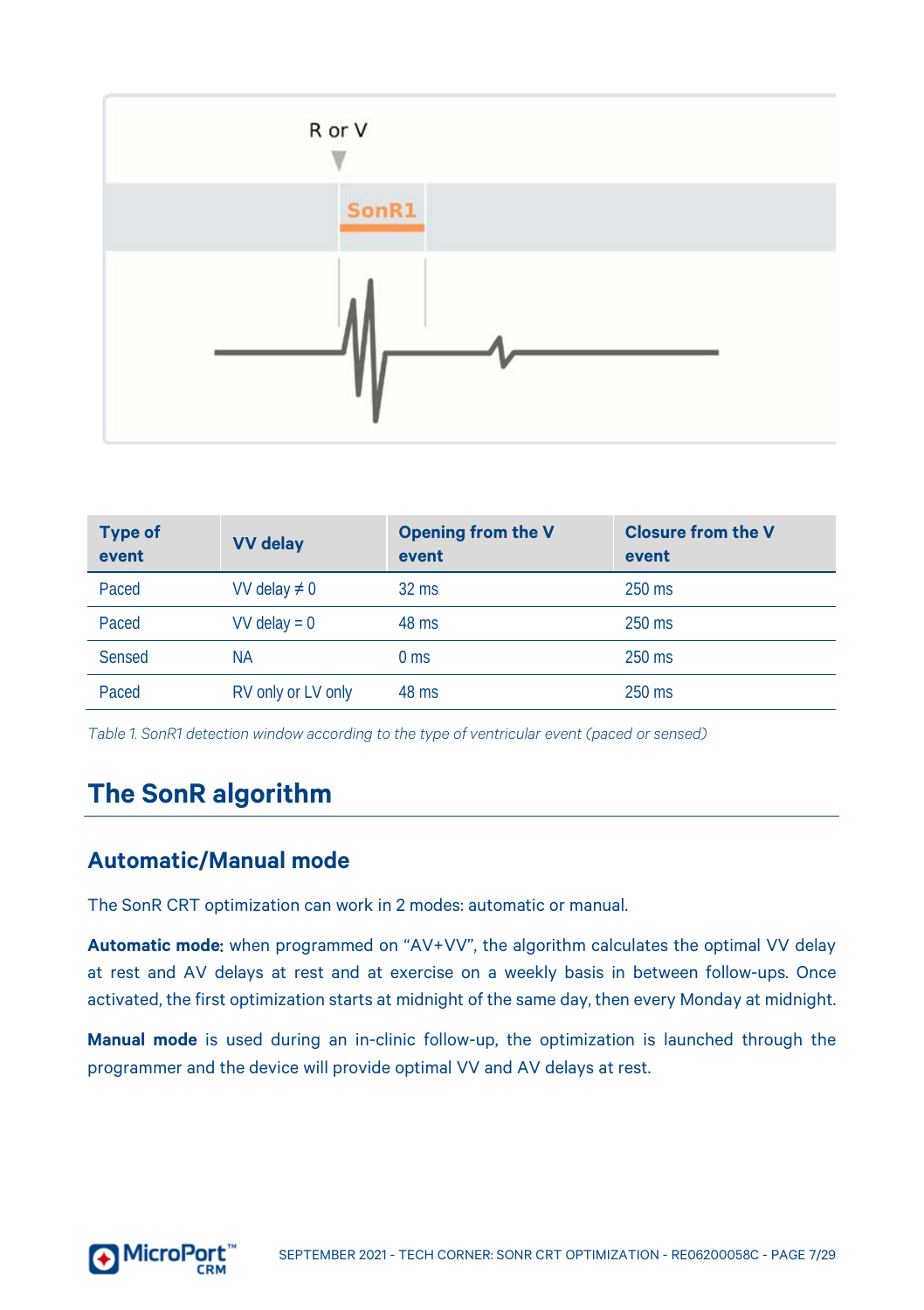| Type of event | VV delay | Opening from the V event | Closure from the V event |
| --- | --- | --- | --- |
| Paced | VV delay ≠ 0 | 32 ms | 250 ms |
| Paced | VV delay = 0 | 48 ms | 250 ms |
| Sensed | NA | 0 ms | 250 ms |
| Paced | RV only or LV only | 48 ms | 250 ms |

*Table 1. SonR1 detection window according to the type of ventricular event (paced or sensed)*

## The SonR algorithm

### Automatic/Manual mode

The SonR CRT optimization can work in 2 modes: automatic or manual.

**Automatic mode:** when programmed on "AV+VV", the algorithm calculates the optimal VV delay at rest and AV delays at rest and at exercise on a weekly basis in between follow-ups. Once activated, the first optimization starts at midnight of the same day, then every Monday at midnight.

**Manual mode** is used during an in-clinic follow-up, the optimization is launched through the programmer and the device will provide optimal VV and AV delays at rest.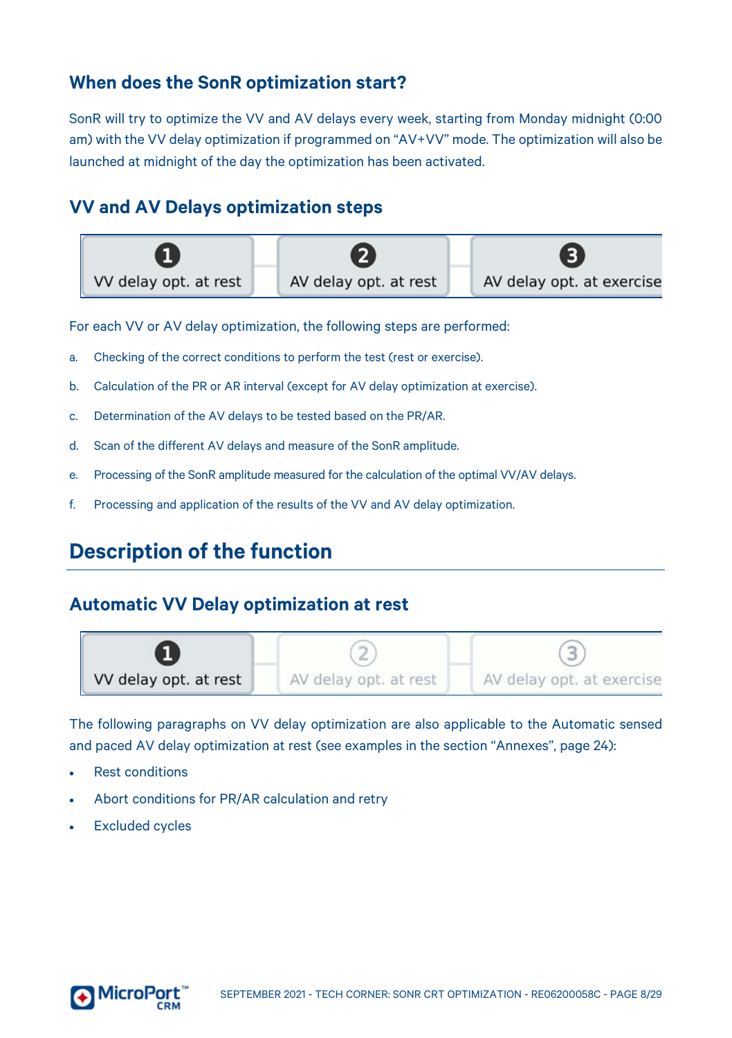## When does the SonR optimization start?

SonR will try to optimize the VV and AV delays every week, starting from Monday midnight (0:00 am) with the VV delay optimization if programmed on "AV+VV" mode. The optimization will also be launched at midnight of the day the optimization has been activated.

## VV and AV Delays optimization steps

| 1 VV delay opt. at rest | 2 AV delay opt. at rest | 3 AV delay opt. at exercise |
|---|---|---|

For each VV or AV delay optimization, the following steps are performed:

a. Checking of the correct conditions to perform the test (rest or exercise).

b. Calculation of the PR or AR interval (except for AV delay optimization at exercise).

c. Determination of the AV delays to be tested based on the PR/AR.

d. Scan of the different AV delays and measure of the SonR amplitude.

e. Processing of the SonR amplitude measured for the calculation of the optimal VV/AV delays.

f. Processing and application of the results of the VV and AV delay optimization.

# Description of the function

## Automatic VV Delay optimization at rest

| 1 VV delay opt. at rest | 2 AV delay opt. at rest | 3 AV delay opt. at exercise |
|---|---|---|

The following paragraphs on VV delay optimization are also applicable to the Automatic sensed and paced AV delay optimization at rest (see examples in the section "Annexes", page 24):

- Rest conditions
- Abort conditions for PR/AR calculation and retry
- Excluded cycles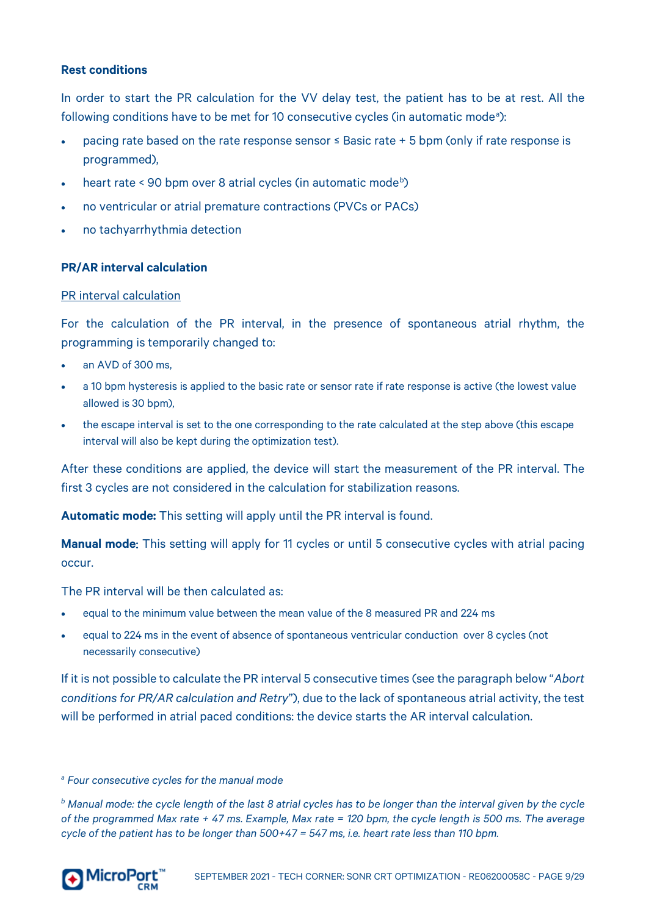**Rest conditions**

In order to start the PR calculation for the VV delay test, the patient has to be at rest. All the following conditions have to be met for 10 consecutive cycles (in automatic mode[a]):

- pacing rate based on the rate response sensor ≤ Basic rate + 5 bpm (only if rate response is programmed),
- heart rate < 90 bpm over 8 atrial cycles (in automatic mode[b])
- no ventricular or atrial premature contractions (PVCs or PACs)
- no tachyarrhythmia detection

**PR/AR interval calculation**

<u>PR interval calculation</u>

For the calculation of the PR interval, in the presence of spontaneous atrial rhythm, the programming is temporarily changed to:

- an AVD of 300 ms,
- a 10 bpm hysteresis is applied to the basic rate or sensor rate if rate response is active (the lowest value allowed is 30 bpm),
- the escape interval is set to the one corresponding to the rate calculated at the step above (this escape interval will also be kept during the optimization test).

After these conditions are applied, the device will start the measurement of the PR interval. The first 3 cycles are not considered in the calculation for stabilization reasons.

**Automatic mode:** This setting will apply until the PR interval is found.

**Manual mode**: This setting will apply for 11 cycles or until 5 consecutive cycles with atrial pacing occur.

The PR interval will be then calculated as:

- equal to the minimum value between the mean value of the 8 measured PR and 224 ms
- equal to 224 ms in the event of absence of spontaneous ventricular conduction over 8 cycles (not necessarily consecutive)

If it is not possible to calculate the PR interval 5 consecutive times (see the paragraph below "*Abort conditions for PR/AR calculation and Retry*"), due to the lack of spontaneous atrial activity, the test will be performed in atrial paced conditions: the device starts the AR interval calculation.

[a] *Four consecutive cycles for the manual mode*

[b] *Manual mode: the cycle length of the last 8 atrial cycles has to be longer than the interval given by the cycle of the programmed Max rate + 47 ms. Example, Max rate = 120 bpm, the cycle length is 500 ms. The average cycle of the patient has to be longer than 500+47 = 547 ms, i.e. heart rate less than 110 bpm.*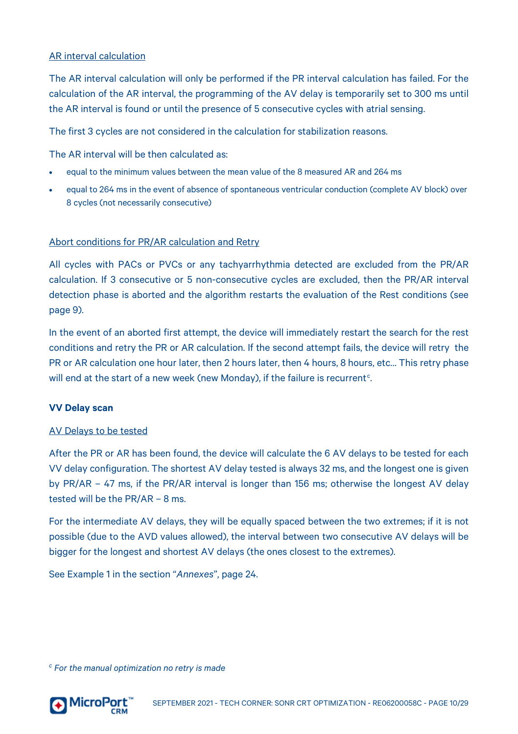AR interval calculation

The AR interval calculation will only be performed if the PR interval calculation has failed. For the calculation of the AR interval, the programming of the AV delay is temporarily set to 300 ms until the AR interval is found or until the presence of 5 consecutive cycles with atrial sensing.

The first 3 cycles are not considered in the calculation for stabilization reasons.

The AR interval will be then calculated as:

- equal to the minimum values between the mean value of the 8 measured AR and 264 ms
- equal to 264 ms in the event of absence of spontaneous ventricular conduction (complete AV block) over 8 cycles (not necessarily consecutive)

Abort conditions for PR/AR calculation and Retry

All cycles with PACs or PVCs or any tachyarrhythmia detected are excluded from the PR/AR calculation. If 3 consecutive or 5 non-consecutive cycles are excluded, then the PR/AR interval detection phase is aborted and the algorithm restarts the evaluation of the Rest conditions (see page 9).

In the event of an aborted first attempt, the device will immediately restart the search for the rest conditions and retry the PR or AR calculation. If the second attempt fails, the device will retry the PR or AR calculation one hour later, then 2 hours later, then 4 hours, 8 hours, etc... This retry phase will end at the start of a new week (new Monday), if the failure is recurrent[c].

**VV Delay scan**

AV Delays to be tested

After the PR or AR has been found, the device will calculate the 6 AV delays to be tested for each VV delay configuration. The shortest AV delay tested is always 32 ms, and the longest one is given by PR/AR – 47 ms, if the PR/AR interval is longer than 156 ms; otherwise the longest AV delay tested will be the PR/AR – 8 ms.

For the intermediate AV delays, they will be equally spaced between the two extremes; if it is not possible (due to the AVD values allowed), the interval between two consecutive AV delays will be bigger for the longest and shortest AV delays (the ones closest to the extremes).

See Example 1 in the section "*Annexes*", page 24.

[c] *For the manual optimization no retry is made*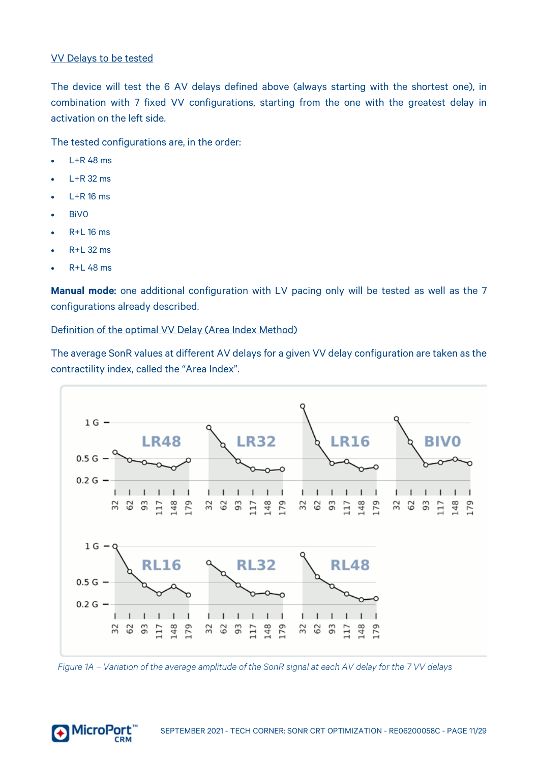VV Delays to be tested

The device will test the 6 AV delays defined above (always starting with the shortest one), in combination with 7 fixed VV configurations, starting from the one with the greatest delay in activation on the left side.

The tested configurations are, in the order:

- L+R 48 ms
- L+R 32 ms
- L+R 16 ms
- BiV0
- R+L 16 ms
- R+L 32 ms
- R+L 48 ms

**Manual mode:** one additional configuration with LV pacing only will be tested as well as the 7 configurations already described.

Definition of the optimal VV Delay (Area Index Method)

The average SonR values at different AV delays for a given VV delay configuration are taken as the contractility index, called the “Area Index”.

*Figure 1A – Variation of the average amplitude of the SonR signal at each AV delay for the 7 VV delays*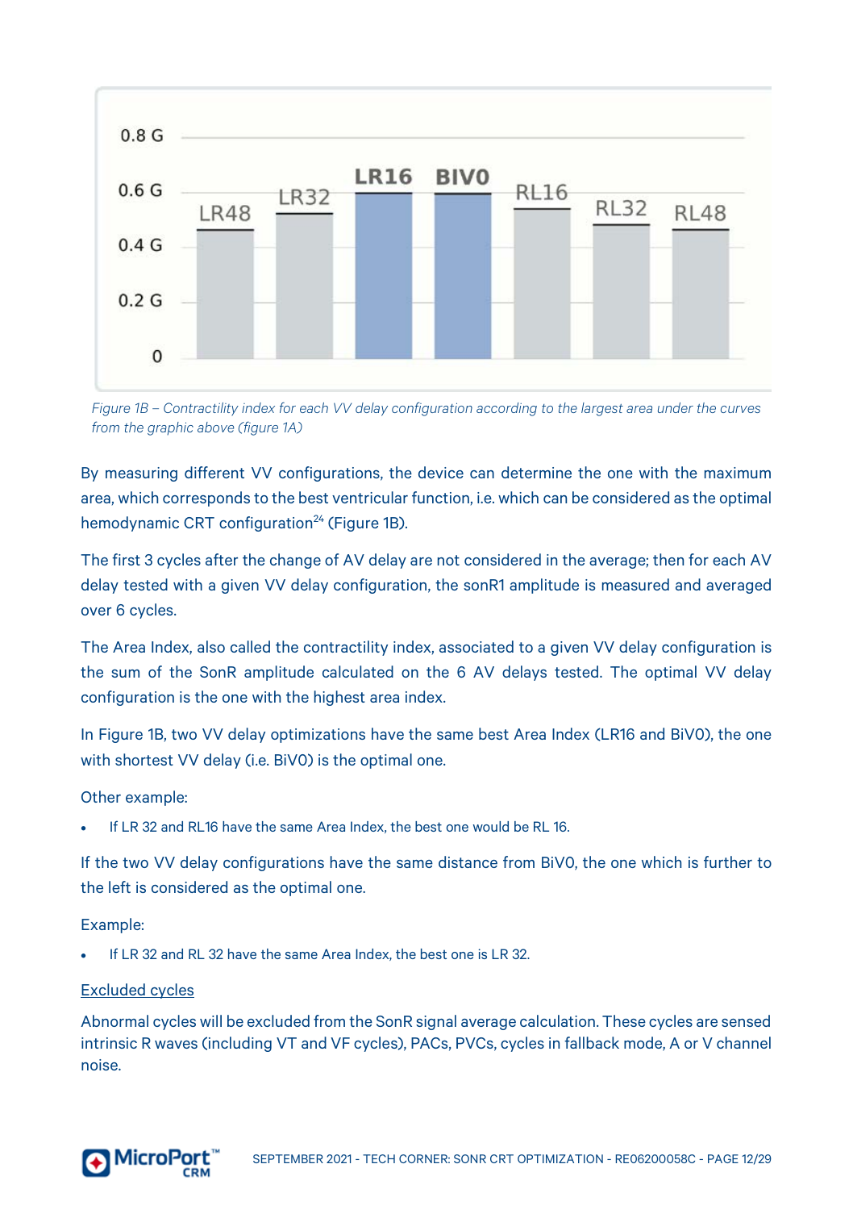Figure 1B – Contractility index for each VV delay configuration according to the largest area under the curves from the graphic above (figure 1A)

By measuring different VV configurations, the device can determine the one with the maximum area, which corresponds to the best ventricular function, i.e. which can be considered as the optimal hemodynamic CRT configuration[24] (Figure 1B).

The first 3 cycles after the change of AV delay are not considered in the average; then for each AV delay tested with a given VV delay configuration, the sonR1 amplitude is measured and averaged over 6 cycles.

The Area Index, also called the contractility index, associated to a given VV delay configuration is the sum of the SonR amplitude calculated on the 6 AV delays tested. The optimal VV delay configuration is the one with the highest area index.

In Figure 1B, two VV delay optimizations have the same best Area Index (LR16 and BiV0), the one with shortest VV delay (i.e. BiV0) is the optimal one.

Other example:

- If LR 32 and RL16 have the same Area Index, the best one would be RL 16.

If the two VV delay configurations have the same distance from BiV0, the one which is further to the left is considered as the optimal one.

Example:

- If LR 32 and RL 32 have the same Area Index, the best one is LR 32.

Excluded cycles

Abnormal cycles will be excluded from the SonR signal average calculation. These cycles are sensed intrinsic R waves (including VT and VF cycles), PACs, PVCs, cycles in fallback mode, A or V channel noise.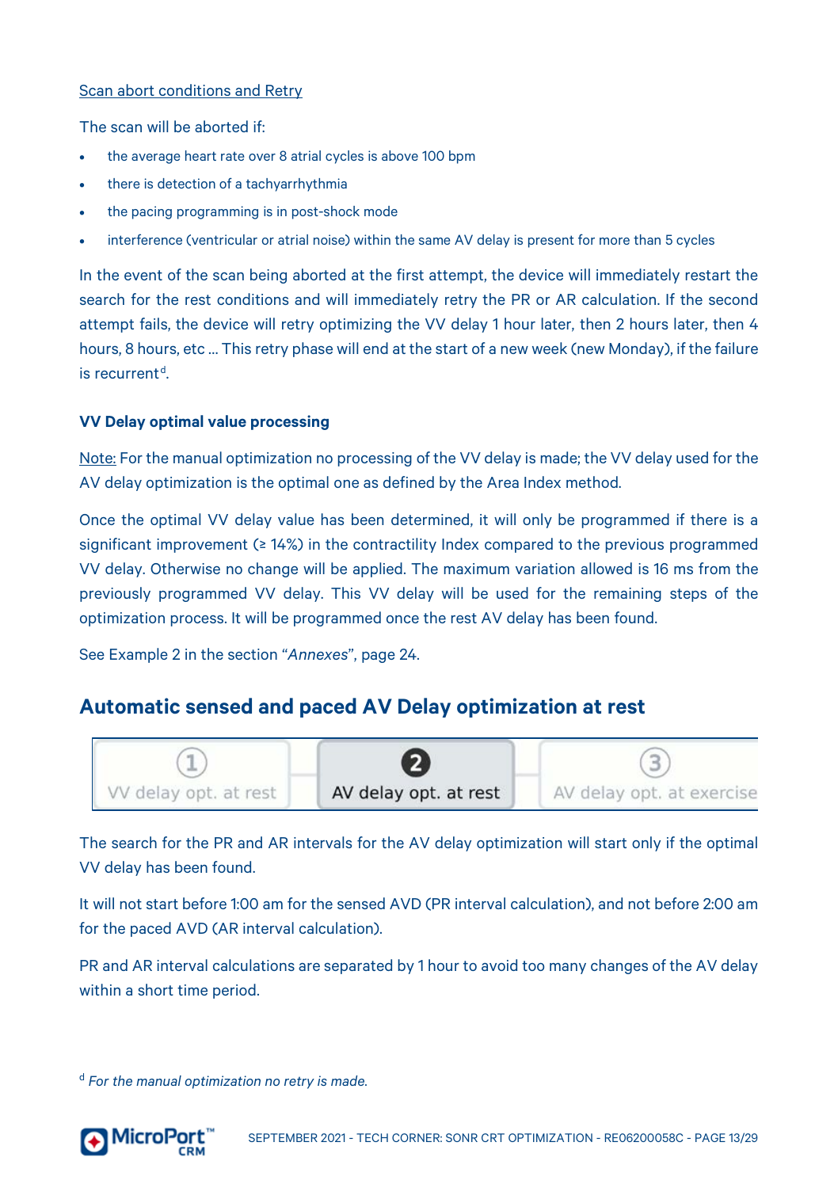Scan abort conditions and Retry

The scan will be aborted if:

- the average heart rate over 8 atrial cycles is above 100 bpm
- there is detection of a tachyarrhythmia
- the pacing programming is in post-shock mode
- interference (ventricular or atrial noise) within the same AV delay is present for more than 5 cycles

In the event of the scan being aborted at the first attempt, the device will immediately restart the search for the rest conditions and will immediately retry the PR or AR calculation. If the second attempt fails, the device will retry optimizing the VV delay 1 hour later, then 2 hours later, then 4 hours, 8 hours, etc ... This retry phase will end at the start of a new week (new Monday), if the failure is recurrent[d].

**VV Delay optimal value processing**

Note: For the manual optimization no processing of the VV delay is made; the VV delay used for the AV delay optimization is the optimal one as defined by the Area Index method.

Once the optimal VV delay value has been determined, it will only be programmed if there is a significant improvement (≥ 14%) in the contractility Index compared to the previous programmed VV delay. Otherwise no change will be applied. The maximum variation allowed is 16 ms from the previously programmed VV delay. This VV delay will be used for the remaining steps of the optimization process. It will be programmed once the rest AV delay has been found.

See Example 2 in the section "*Annexes*", page 24.

## Automatic sensed and paced AV Delay optimization at rest

| ① VV delay opt. at rest | **② AV delay opt. at rest** | ③ AV delay opt. at exercise |
|---|---|---|

The search for the PR and AR intervals for the AV delay optimization will start only if the optimal VV delay has been found.

It will not start before 1:00 am for the sensed AVD (PR interval calculation), and not before 2:00 am for the paced AVD (AR interval calculation).

PR and AR interval calculations are separated by 1 hour to avoid too many changes of the AV delay within a short time period.

[d] *For the manual optimization no retry is made.*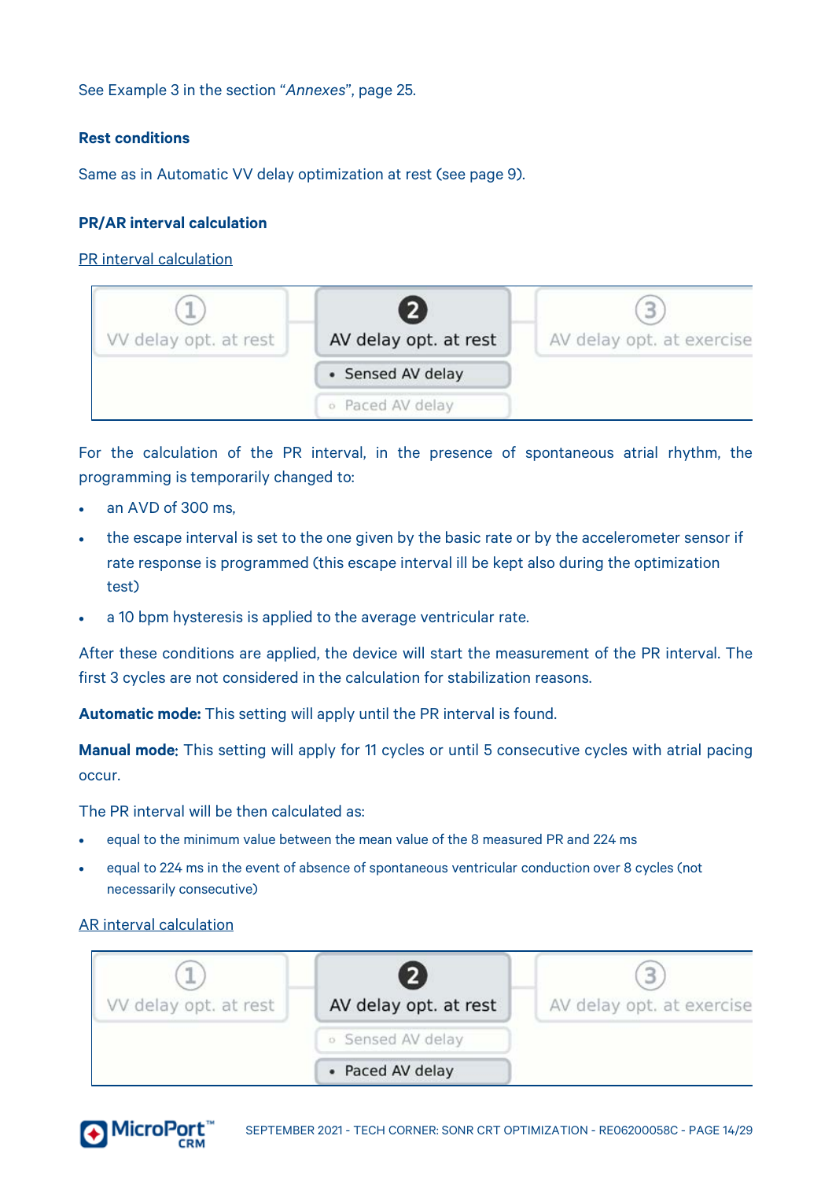See Example 3 in the section "*Annexes*", page 25.

**Rest conditions**

Same as in Automatic VV delay optimization at rest (see page 9).

**PR/AR interval calculation**

PR interval calculation

| ① VV delay opt. at rest | ❷ AV delay opt. at rest | ③ AV delay opt. at exercise |
|---|---|---|
| | • Sensed AV delay | |
| | ◦ Paced AV delay | |

For the calculation of the PR interval, in the presence of spontaneous atrial rhythm, the programming is temporarily changed to:

- an AVD of 300 ms,
- the escape interval is set to the one given by the basic rate or by the accelerometer sensor if rate response is programmed (this escape interval ill be kept also during the optimization test)
- a 10 bpm hysteresis is applied to the average ventricular rate.

After these conditions are applied, the device will start the measurement of the PR interval. The first 3 cycles are not considered in the calculation for stabilization reasons.

**Automatic mode:** This setting will apply until the PR interval is found.

**Manual mode:** This setting will apply for 11 cycles or until 5 consecutive cycles with atrial pacing occur.

The PR interval will be then calculated as:

- equal to the minimum value between the mean value of the 8 measured PR and 224 ms
- equal to 224 ms in the event of absence of spontaneous ventricular conduction over 8 cycles (not necessarily consecutive)

AR interval calculation

| ① VV delay opt. at rest | ❷ AV delay opt. at rest | ③ AV delay opt. at exercise |
|---|---|---|
| | ◦ Sensed AV delay | |
| | • Paced AV delay | |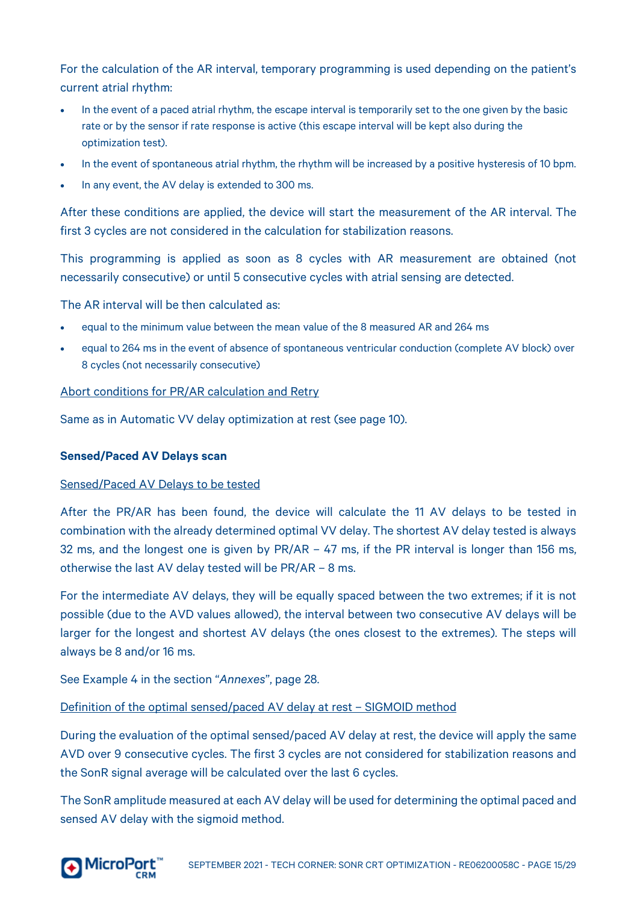For the calculation of the AR interval, temporary programming is used depending on the patient's current atrial rhythm:

- In the event of a paced atrial rhythm, the escape interval is temporarily set to the one given by the basic rate or by the sensor if rate response is active (this escape interval will be kept also during the optimization test).
- In the event of spontaneous atrial rhythm, the rhythm will be increased by a positive hysteresis of 10 bpm.
- In any event, the AV delay is extended to 300 ms.

After these conditions are applied, the device will start the measurement of the AR interval. The first 3 cycles are not considered in the calculation for stabilization reasons.

This programming is applied as soon as 8 cycles with AR measurement are obtained (not necessarily consecutive) or until 5 consecutive cycles with atrial sensing are detected.

The AR interval will be then calculated as:

- equal to the minimum value between the mean value of the 8 measured AR and 264 ms
- equal to 264 ms in the event of absence of spontaneous ventricular conduction (complete AV block) over 8 cycles (not necessarily consecutive)

<u>Abort conditions for PR/AR calculation and Retry</u>

Same as in Automatic VV delay optimization at rest (see page 10).

**Sensed/Paced AV Delays scan**

<u>Sensed/Paced AV Delays to be tested</u>

After the PR/AR has been found, the device will calculate the 11 AV delays to be tested in combination with the already determined optimal VV delay. The shortest AV delay tested is always 32 ms, and the longest one is given by PR/AR – 47 ms, if the PR interval is longer than 156 ms, otherwise the last AV delay tested will be PR/AR – 8 ms.

For the intermediate AV delays, they will be equally spaced between the two extremes; if it is not possible (due to the AVD values allowed), the interval between two consecutive AV delays will be larger for the longest and shortest AV delays (the ones closest to the extremes). The steps will always be 8 and/or 16 ms.

See Example 4 in the section "*Annexes*", page 28.

<u>Definition of the optimal sensed/paced AV delay at rest – SIGMOID method</u>

During the evaluation of the optimal sensed/paced AV delay at rest, the device will apply the same AVD over 9 consecutive cycles. The first 3 cycles are not considered for stabilization reasons and the SonR signal average will be calculated over the last 6 cycles.

The SonR amplitude measured at each AV delay will be used for determining the optimal paced and sensed AV delay with the sigmoid method.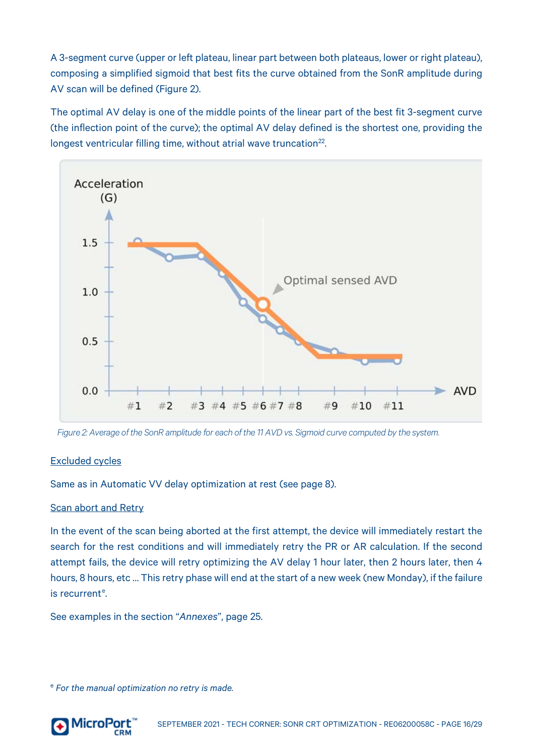A 3-segment curve (upper or left plateau, linear part between both plateaus, lower or right plateau), composing a simplified sigmoid that best fits the curve obtained from the SonR amplitude during AV scan will be defined (Figure 2).

The optimal AV delay is one of the middle points of the linear part of the best fit 3-segment curve (the inflection point of the curve); the optimal AV delay defined is the shortest one, providing the longest ventricular filling time, without atrial wave truncation[22].

*Figure 2: Average of the SonR amplitude for each of the 11 AVD vs. Sigmoid curve computed by the system.*

<u>Excluded cycles</u>

Same as in Automatic VV delay optimization at rest (see page 8).

<u>Scan abort and Retry</u>

In the event of the scan being aborted at the first attempt, the device will immediately restart the search for the rest conditions and will immediately retry the PR or AR calculation. If the second attempt fails, the device will retry optimizing the AV delay 1 hour later, then 2 hours later, then 4 hours, 8 hours, etc … This retry phase will end at the start of a new week (new Monday), if the failure is recurrent[e].

See examples in the section "*Annexes*", page 25.

[e] *For the manual optimization no retry is made.*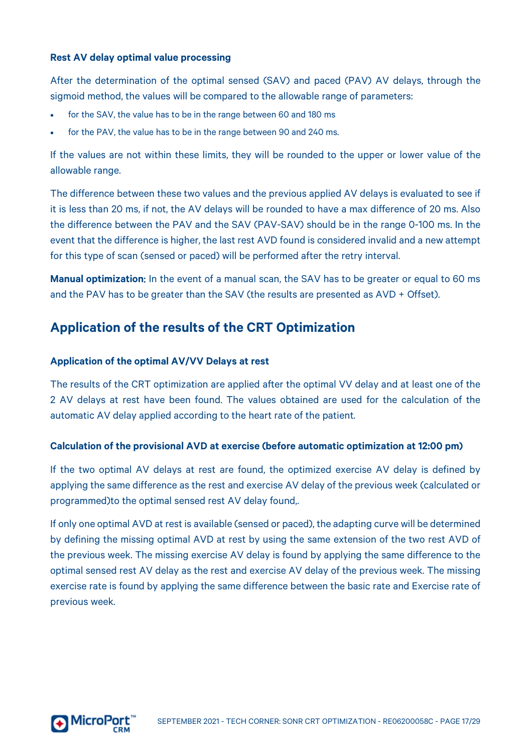### Rest AV delay optimal value processing

After the determination of the optimal sensed (SAV) and paced (PAV) AV delays, through the sigmoid method, the values will be compared to the allowable range of parameters:

- for the SAV, the value has to be in the range between 60 and 180 ms
- for the PAV, the value has to be in the range between 90 and 240 ms.

If the values are not within these limits, they will be rounded to the upper or lower value of the allowable range.

The difference between these two values and the previous applied AV delays is evaluated to see if it is less than 20 ms, if not, the AV delays will be rounded to have a max difference of 20 ms. Also the difference between the PAV and the SAV (PAV-SAV) should be in the range 0-100 ms. In the event that the difference is higher, the last rest AVD found is considered invalid and a new attempt for this type of scan (sensed or paced) will be performed after the retry interval.

**Manual optimization**: In the event of a manual scan, the SAV has to be greater or equal to 60 ms and the PAV has to be greater than the SAV (the results are presented as AVD + Offset).

## Application of the results of the CRT Optimization

### Application of the optimal AV/VV Delays at rest

The results of the CRT optimization are applied after the optimal VV delay and at least one of the 2 AV delays at rest have been found. The values obtained are used for the calculation of the automatic AV delay applied according to the heart rate of the patient.

### Calculation of the provisional AVD at exercise (before automatic optimization at 12:00 pm)

If the two optimal AV delays at rest are found, the optimized exercise AV delay is defined by applying the same difference as the rest and exercise AV delay of the previous week (calculated or programmed)to the optimal sensed rest AV delay found,.

If only one optimal AVD at rest is available (sensed or paced), the adapting curve will be determined by defining the missing optimal AVD at rest by using the same extension of the two rest AVD of the previous week. The missing exercise AV delay is found by applying the same difference to the optimal sensed rest AV delay as the rest and exercise AV delay of the previous week. The missing exercise rate is found by applying the same difference between the basic rate and Exercise rate of previous week.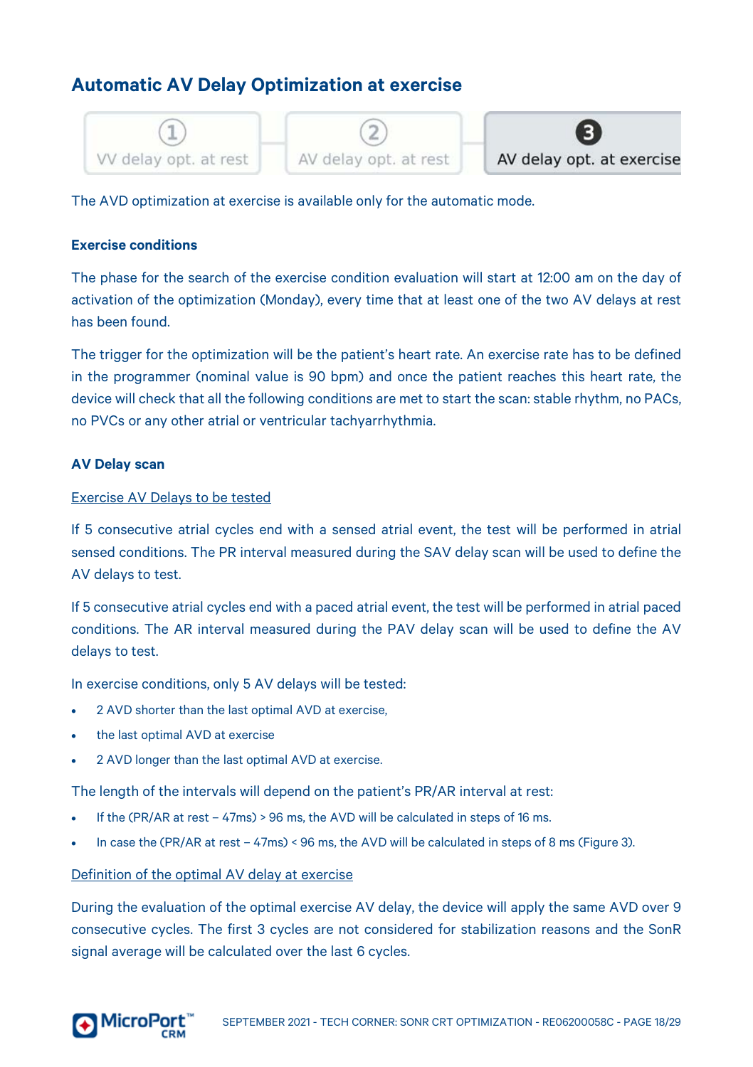## Automatic AV Delay Optimization at exercise

① VV delay opt. at rest — ② AV delay opt. at rest — ③ AV delay opt. at exercise

The AVD optimization at exercise is available only for the automatic mode.

**Exercise conditions**

The phase for the search of the exercise condition evaluation will start at 12:00 am on the day of activation of the optimization (Monday), every time that at least one of the two AV delays at rest has been found.

The trigger for the optimization will be the patient's heart rate. An exercise rate has to be defined in the programmer (nominal value is 90 bpm) and once the patient reaches this heart rate, the device will check that all the following conditions are met to start the scan: stable rhythm, no PACs, no PVCs or any other atrial or ventricular tachyarrhythmia.

**AV Delay scan**

<u>Exercise AV Delays to be tested</u>

If 5 consecutive atrial cycles end with a sensed atrial event, the test will be performed in atrial sensed conditions. The PR interval measured during the SAV delay scan will be used to define the AV delays to test.

If 5 consecutive atrial cycles end with a paced atrial event, the test will be performed in atrial paced conditions. The AR interval measured during the PAV delay scan will be used to define the AV delays to test.

In exercise conditions, only 5 AV delays will be tested:

- 2 AVD shorter than the last optimal AVD at exercise,
- the last optimal AVD at exercise
- 2 AVD longer than the last optimal AVD at exercise.

The length of the intervals will depend on the patient's PR/AR interval at rest:

- If the (PR/AR at rest – 47ms) > 96 ms, the AVD will be calculated in steps of 16 ms.
- In case the (PR/AR at rest – 47ms) < 96 ms, the AVD will be calculated in steps of 8 ms (Figure 3).

<u>Definition of the optimal AV delay at exercise</u>

During the evaluation of the optimal exercise AV delay, the device will apply the same AVD over 9 consecutive cycles. The first 3 cycles are not considered for stabilization reasons and the SonR signal average will be calculated over the last 6 cycles.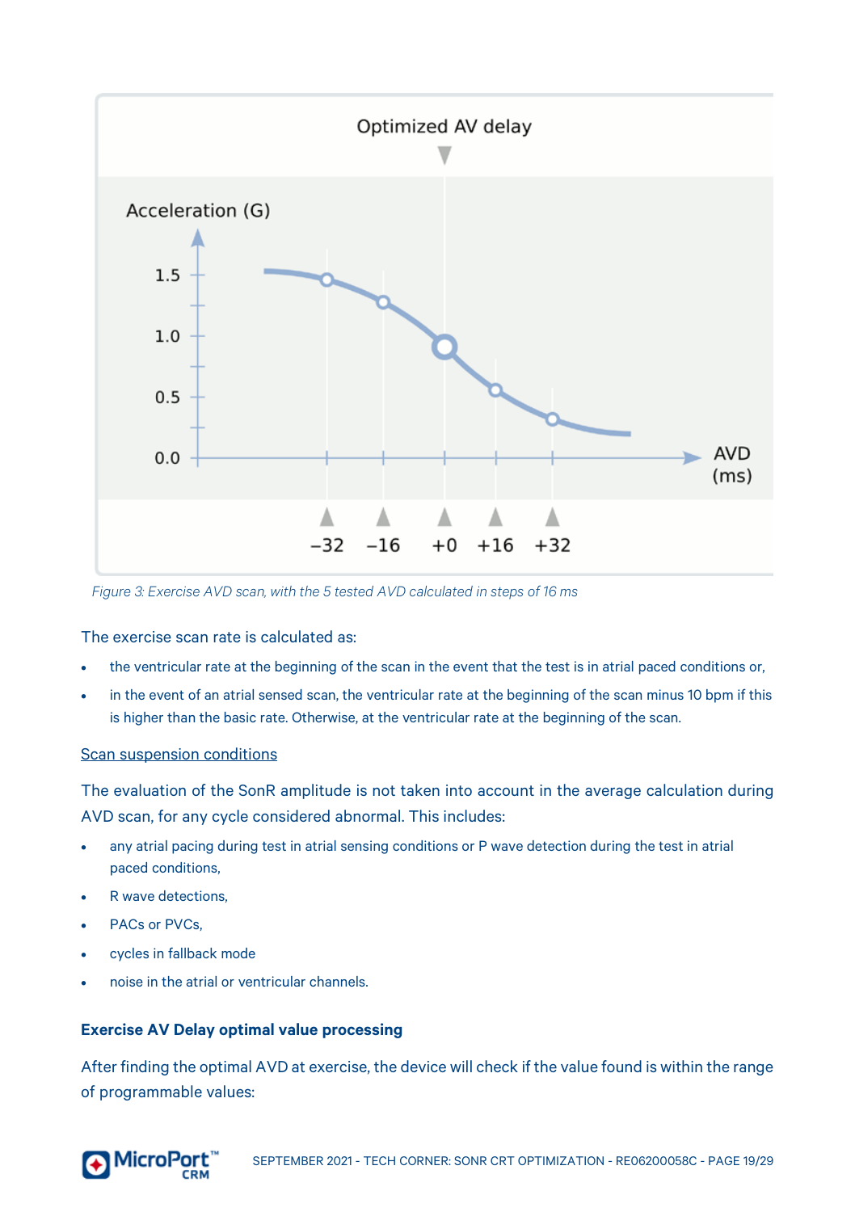Figure 3: Exercise AVD scan, with the 5 tested AVD calculated in steps of 16 ms

The exercise scan rate is calculated as:

- the ventricular rate at the beginning of the scan in the event that the test is in atrial paced conditions or,
- in the event of an atrial sensed scan, the ventricular rate at the beginning of the scan minus 10 bpm if this is higher than the basic rate. Otherwise, at the ventricular rate at the beginning of the scan.

<u>Scan suspension conditions</u>

The evaluation of the SonR amplitude is not taken into account in the average calculation during AVD scan, for any cycle considered abnormal. This includes:

- any atrial pacing during test in atrial sensing conditions or P wave detection during the test in atrial paced conditions,
- R wave detections,
- PACs or PVCs,
- cycles in fallback mode
- noise in the atrial or ventricular channels.

**Exercise AV Delay optimal value processing**

After finding the optimal AVD at exercise, the device will check if the value found is within the range of programmable values: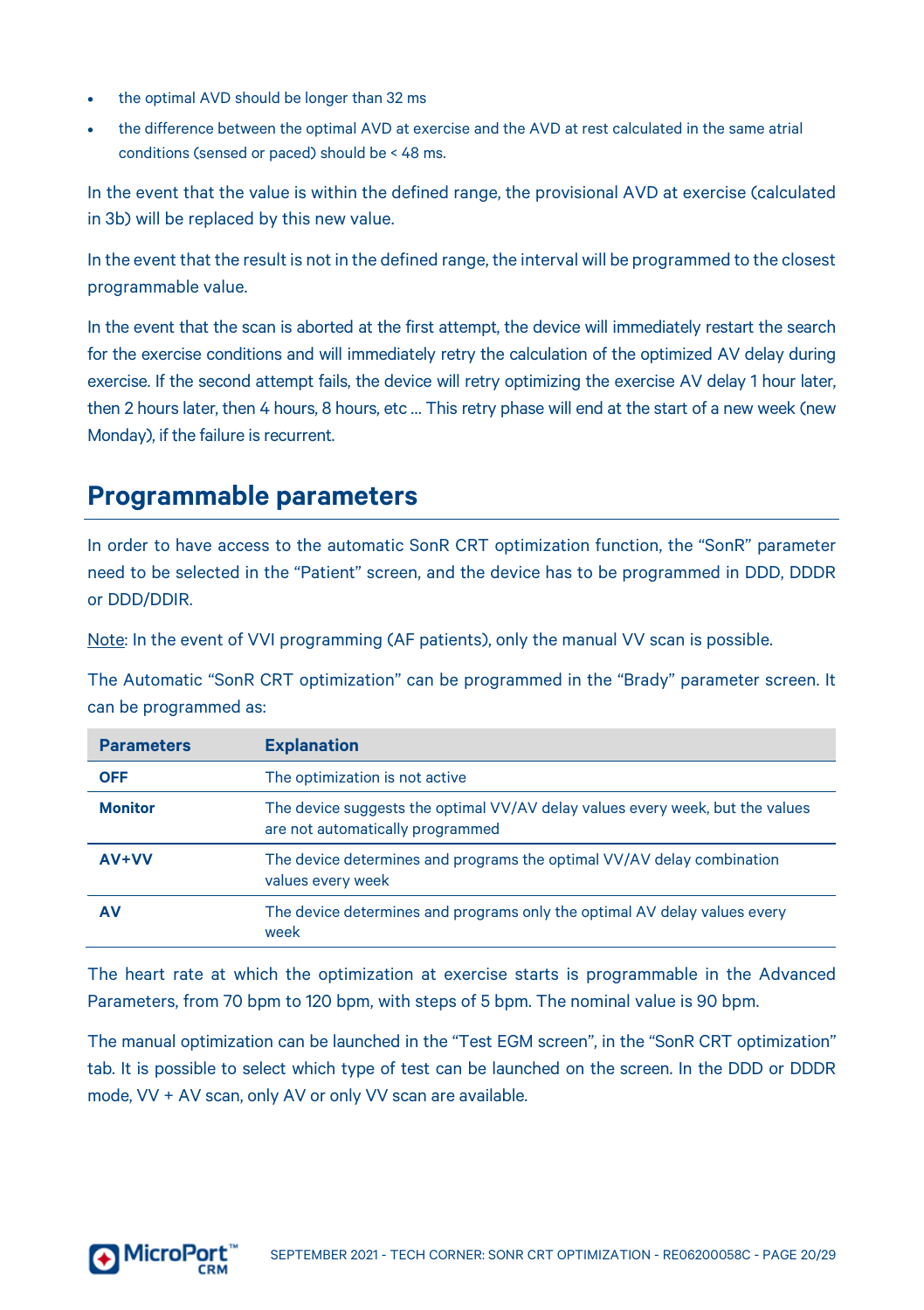- the optimal AVD should be longer than 32 ms
- the difference between the optimal AVD at exercise and the AVD at rest calculated in the same atrial conditions (sensed or paced) should be < 48 ms.

In the event that the value is within the defined range, the provisional AVD at exercise (calculated in 3b) will be replaced by this new value.

In the event that the result is not in the defined range, the interval will be programmed to the closest programmable value.

In the event that the scan is aborted at the first attempt, the device will immediately restart the search for the exercise conditions and will immediately retry the calculation of the optimized AV delay during exercise. If the second attempt fails, the device will retry optimizing the exercise AV delay 1 hour later, then 2 hours later, then 4 hours, 8 hours, etc … This retry phase will end at the start of a new week (new Monday), if the failure is recurrent.

## Programmable parameters

In order to have access to the automatic SonR CRT optimization function, the "SonR" parameter need to be selected in the "Patient" screen, and the device has to be programmed in DDD, DDDR or DDD/DDIR.

Note: In the event of VVI programming (AF patients), only the manual VV scan is possible.

The Automatic "SonR CRT optimization" can be programmed in the "Brady" parameter screen. It can be programmed as:

| Parameters | Explanation |
|---|---|
| **OFF** | The optimization is not active |
| **Monitor** | The device suggests the optimal VV/AV delay values every week, but the values are not automatically programmed |
| **AV+VV** | The device determines and programs the optimal VV/AV delay combination values every week |
| **AV** | The device determines and programs only the optimal AV delay values every week |

The heart rate at which the optimization at exercise starts is programmable in the Advanced Parameters, from 70 bpm to 120 bpm, with steps of 5 bpm. The nominal value is 90 bpm.

The manual optimization can be launched in the "Test EGM screen", in the "SonR CRT optimization" tab. It is possible to select which type of test can be launched on the screen. In the DDD or DDDR mode, VV + AV scan, only AV or only VV scan are available.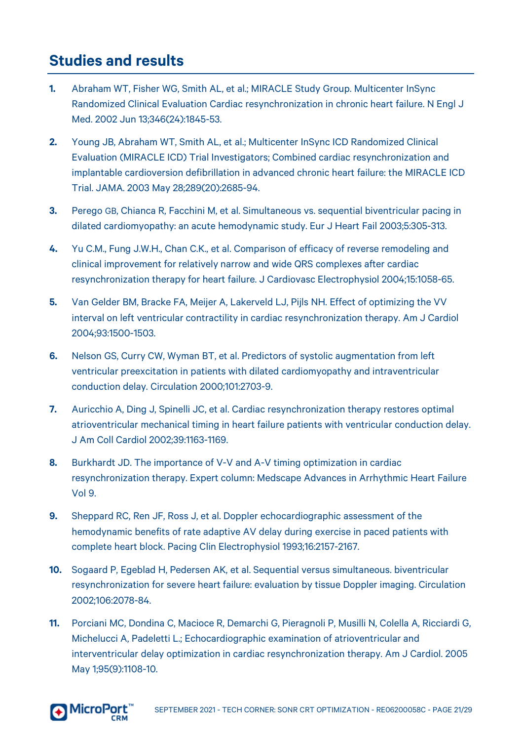## Studies and results

1. Abraham WT, Fisher WG, Smith AL, et al.; MIRACLE Study Group. Multicenter InSync Randomized Clinical Evaluation Cardiac resynchronization in chronic heart failure. N Engl J Med. 2002 Jun 13;346(24):1845-53.
2. Young JB, Abraham WT, Smith AL, et al.; Multicenter InSync ICD Randomized Clinical Evaluation (MIRACLE ICD) Trial Investigators; Combined cardiac resynchronization and implantable cardioversion defibrillation in advanced chronic heart failure: the MIRACLE ICD Trial. JAMA. 2003 May 28;289(20):2685-94.
3. Perego GB, Chianca R, Facchini M, et al. Simultaneous vs. sequential biventricular pacing in dilated cardiomyopathy: an acute hemodynamic study. Eur J Heart Fail 2003;5:305-313.
4. Yu C.M., Fung J.W.H., Chan C.K., et al. Comparison of efficacy of reverse remodeling and clinical improvement for relatively narrow and wide QRS complexes after cardiac resynchronization therapy for heart failure. J Cardiovasc Electrophysiol 2004;15:1058-65.
5. Van Gelder BM, Bracke FA, Meijer A, Lakerveld LJ, Pijls NH. Effect of optimizing the VV interval on left ventricular contractility in cardiac resynchronization therapy. Am J Cardiol 2004;93:1500-1503.
6. Nelson GS, Curry CW, Wyman BT, et al. Predictors of systolic augmentation from left ventricular preexcitation in patients with dilated cardiomyopathy and intraventricular conduction delay. Circulation 2000;101:2703-9.
7. Auricchio A, Ding J, Spinelli JC, et al. Cardiac resynchronization therapy restores optimal atrioventricular mechanical timing in heart failure patients with ventricular conduction delay. J Am Coll Cardiol 2002;39:1163-1169.
8. Burkhardt JD. The importance of V-V and A-V timing optimization in cardiac resynchronization therapy. Expert column: Medscape Advances in Arrhythmic Heart Failure Vol 9.
9. Sheppard RC, Ren JF, Ross J, et al. Doppler echocardiographic assessment of the hemodynamic benefits of rate adaptive AV delay during exercise in paced patients with complete heart block. Pacing Clin Electrophysiol 1993;16:2157-2167.
10. Sogaard P, Egeblad H, Pedersen AK, et al. Sequential versus simultaneous. biventricular resynchronization for severe heart failure: evaluation by tissue Doppler imaging. Circulation 2002;106:2078-84.
11. Porciani MC, Dondina C, Macioce R, Demarchi G, Pieragnoli P, Musilli N, Colella A, Ricciardi G, Michelucci A, Padeletti L.; Echocardiographic examination of atrioventricular and interventricular delay optimization in cardiac resynchronization therapy. Am J Cardiol. 2005 May 1;95(9):1108-10.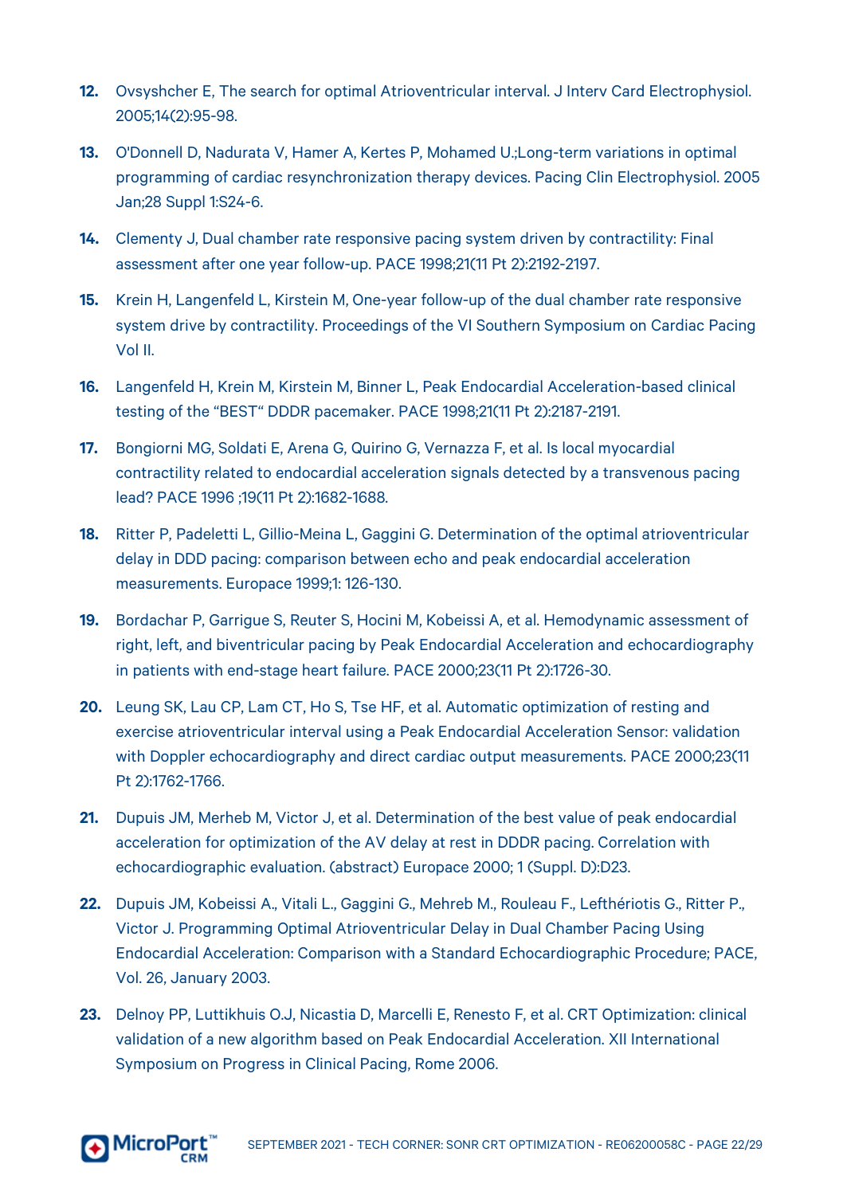12. Ovsyshcher E, The search for optimal Atrioventricular interval. J Interv Card Electrophysiol. 2005;14(2):95-98.

13. O'Donnell D, Nadurata V, Hamer A, Kertes P, Mohamed U.;Long-term variations in optimal programming of cardiac resynchronization therapy devices. Pacing Clin Electrophysiol. 2005 Jan;28 Suppl 1:S24-6.

14. Clementy J, Dual chamber rate responsive pacing system driven by contractility: Final assessment after one year follow-up. PACE 1998;21(11 Pt 2):2192-2197.

15. Krein H, Langenfeld L, Kirstein M, One-year follow-up of the dual chamber rate responsive system drive by contractility. Proceedings of the VI Southern Symposium on Cardiac Pacing Vol II.

16. Langenfeld H, Krein M, Kirstein M, Binner L, Peak Endocardial Acceleration-based clinical testing of the "BEST" DDDR pacemaker. PACE 1998;21(11 Pt 2):2187-2191.

17. Bongiorni MG, Soldati E, Arena G, Quirino G, Vernazza F, et al. Is local myocardial contractility related to endocardial acceleration signals detected by a transvenous pacing lead? PACE 1996 ;19(11 Pt 2):1682-1688.

18. Ritter P, Padeletti L, Gillio-Meina L, Gaggini G. Determination of the optimal atrioventricular delay in DDD pacing: comparison between echo and peak endocardial acceleration measurements. Europace 1999;1: 126-130.

19. Bordachar P, Garrigue S, Reuter S, Hocini M, Kobeissi A, et al. Hemodynamic assessment of right, left, and biventricular pacing by Peak Endocardial Acceleration and echocardiography in patients with end-stage heart failure. PACE 2000;23(11 Pt 2):1726-30.

20. Leung SK, Lau CP, Lam CT, Ho S, Tse HF, et al. Automatic optimization of resting and exercise atrioventricular interval using a Peak Endocardial Acceleration Sensor: validation with Doppler echocardiography and direct cardiac output measurements. PACE 2000;23(11 Pt 2):1762-1766.

21. Dupuis JM, Merheb M, Victor J, et al. Determination of the best value of peak endocardial acceleration for optimization of the AV delay at rest in DDDR pacing. Correlation with echocardiographic evaluation. (abstract) Europace 2000; 1 (Suppl. D):D23.

22. Dupuis JM, Kobeissi A., Vitali L., Gaggini G., Mehreb M., Rouleau F., Leftheriotis G., Ritter P., Victor J. Programming Optimal Atrioventricular Delay in Dual Chamber Pacing Using Endocardial Acceleration: Comparison with a Standard Echocardiographic Procedure; PACE, Vol. 26, January 2003.

23. Delnoy PP, Luttikhuis O.J, Nicastia D, Marcelli E, Renesto F, et al. CRT Optimization: clinical validation of a new algorithm based on Peak Endocardial Acceleration. XII International Symposium on Progress in Clinical Pacing, Rome 2006.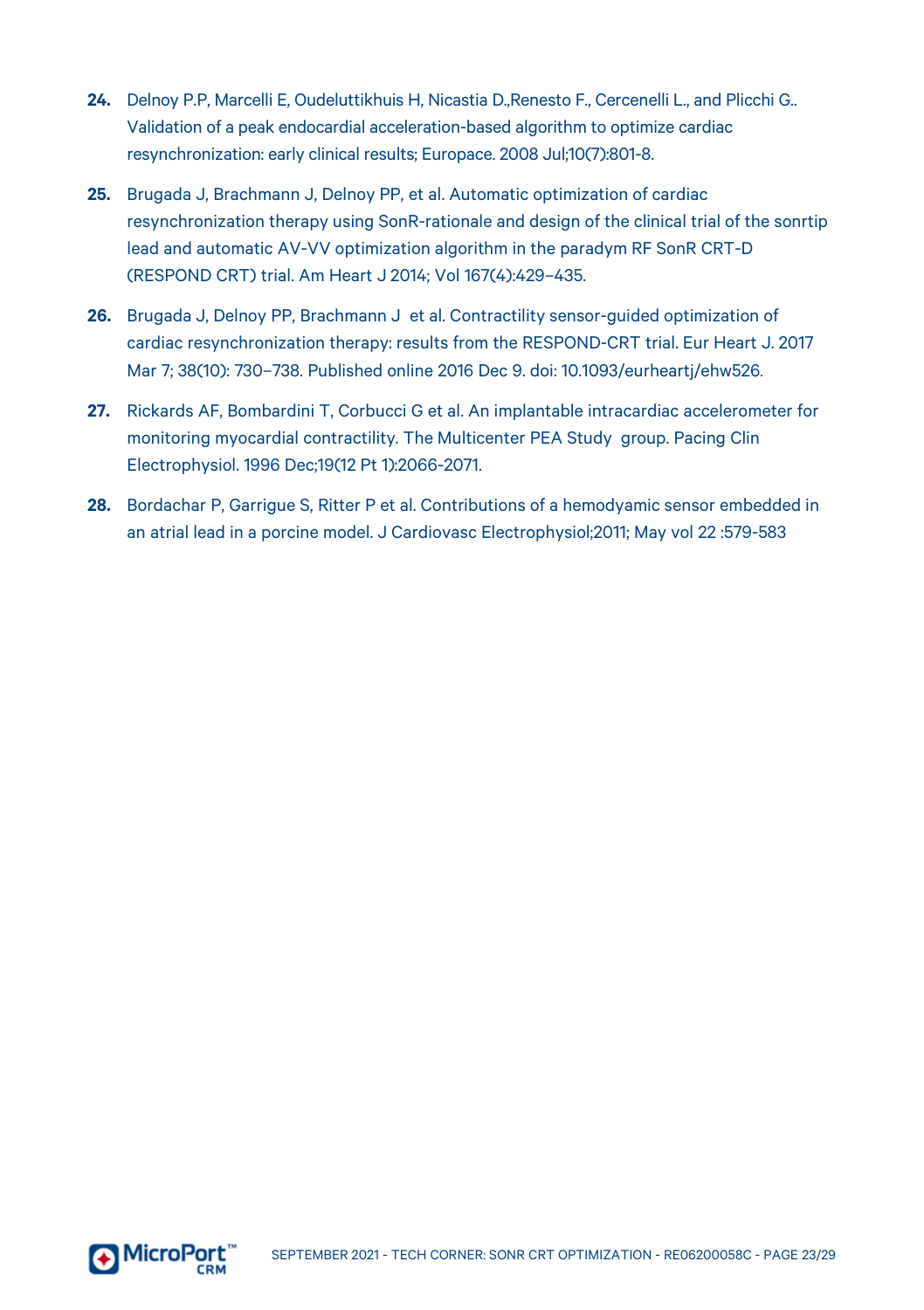24. Delnoy P.P, Marcelli E, Oudeluttikhuis H, Nicastia D.,Renesto F., Cercenelli L., and Plicchi G.. Validation of a peak endocardial acceleration-based algorithm to optimize cardiac resynchronization: early clinical results; Europace. 2008 Jul;10(7):801-8.

25. Brugada J, Brachmann J, Delnoy PP, et al. Automatic optimization of cardiac resynchronization therapy using SonR-rationale and design of the clinical trial of the sonrtip lead and automatic AV-VV optimization algorithm in the paradym RF SonR CRT-D (RESPOND CRT) trial. Am Heart J 2014; Vol 167(4):429–435.

26. Brugada J, Delnoy PP, Brachmann J et al. Contractility sensor-guided optimization of cardiac resynchronization therapy: results from the RESPOND-CRT trial. Eur Heart J. 2017 Mar 7; 38(10): 730–738. Published online 2016 Dec 9. doi: 10.1093/eurheartj/ehw526.

27. Rickards AF, Bombardini T, Corbucci G et al. An implantable intracardiac accelerometer for monitoring myocardial contractility. The Multicenter PEA Study group. Pacing Clin Electrophysiol. 1996 Dec;19(12 Pt 1):2066-2071.

28. Bordachar P, Garrigue S, Ritter P et al. Contributions of a hemodyamic sensor embedded in an atrial lead in a porcine model. J Cardiovasc Electrophysiol;2011; May vol 22 :579-583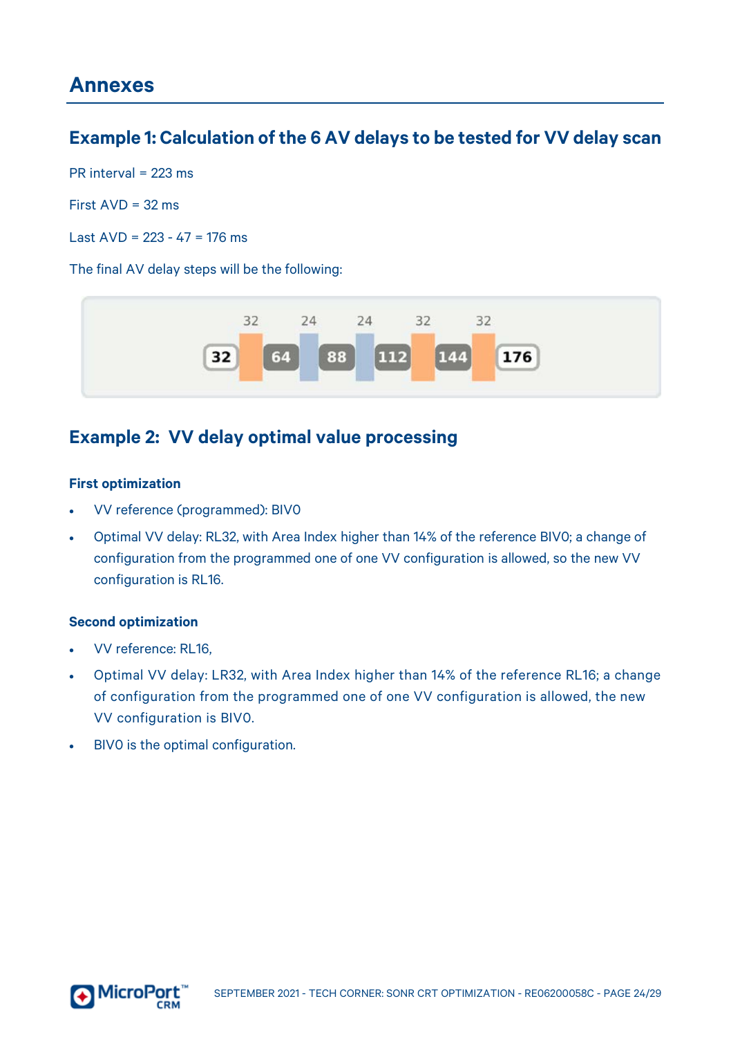# Annexes

## Example 1: Calculation of the 6 AV delays to be tested for VV delay scan

PR interval = 223 ms

First AVD = 32 ms

Last AVD = 223 - 47 = 176 ms

The final AV delay steps will be the following:

| | 32 | | 24 | | 24 | | 32 | | 32 | |
|---|---|---|---|---|---|---|---|---|---|---|
| 32 | | 64 | | 88 | | 112 | | 144 | | 176 |

## Example 2: VV delay optimal value processing

### First optimization

- VV reference (programmed): BIV0
- Optimal VV delay: RL32, with Area Index higher than 14% of the reference BIV0; a change of configuration from the programmed one of one VV configuration is allowed, so the new VV configuration is RL16.

### Second optimization

- VV reference: RL16,
- Optimal VV delay: LR32, with Area Index higher than 14% of the reference RL16; a change of configuration from the programmed one of one VV configuration is allowed, the new VV configuration is BIV0.
- BIV0 is the optimal configuration.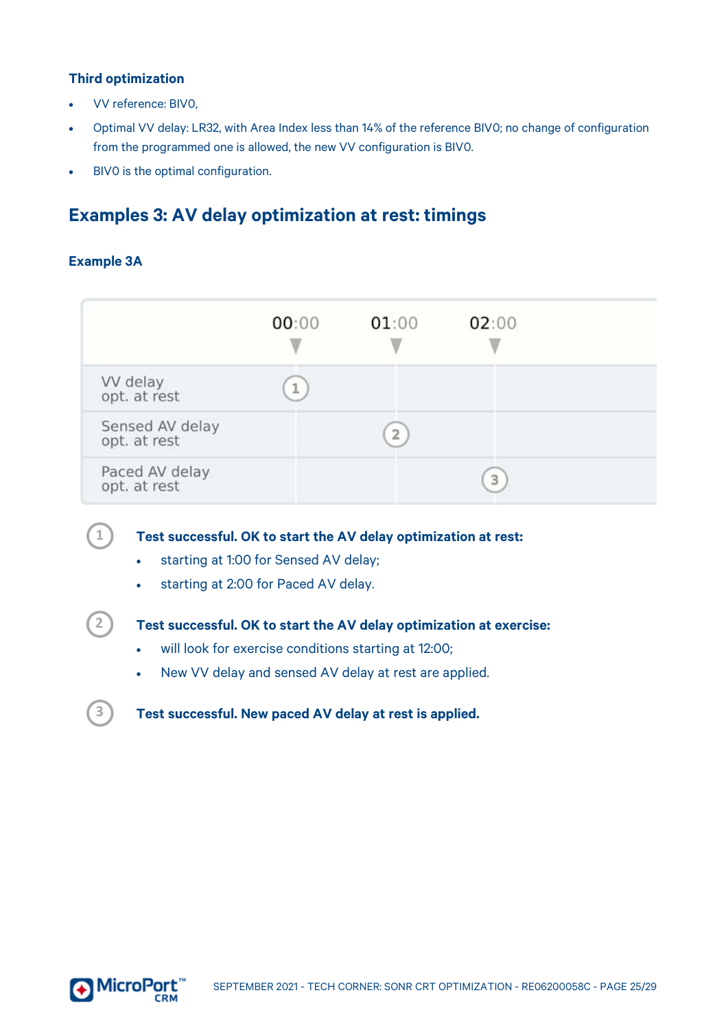### Third optimization

- VV reference: BIV0,
- Optimal VV delay: LR32, with Area Index less than 14% of the reference BIV0; no change of configuration from the programmed one is allowed, the new VV configuration is BIV0.
- BIV0 is the optimal configuration.

## Examples 3: AV delay optimization at rest: timings

### Example 3A

| | 00:00 | 01:00 | 02:00 |
|---|---|---|---|
| VV delay opt. at rest | 1 | | |
| Sensed AV delay opt. at rest | | 2 | |
| Paced AV delay opt. at rest | | | 3 |

1. **Test successful. OK to start the AV delay optimization at rest:**
   - starting at 1:00 for Sensed AV delay;
   - starting at 2:00 for Paced AV delay.

2. **Test successful. OK to start the AV delay optimization at exercise:**
   - will look for exercise conditions starting at 12:00;
   - New VV delay and sensed AV delay at rest are applied.

3. **Test successful. New paced AV delay at rest is applied.**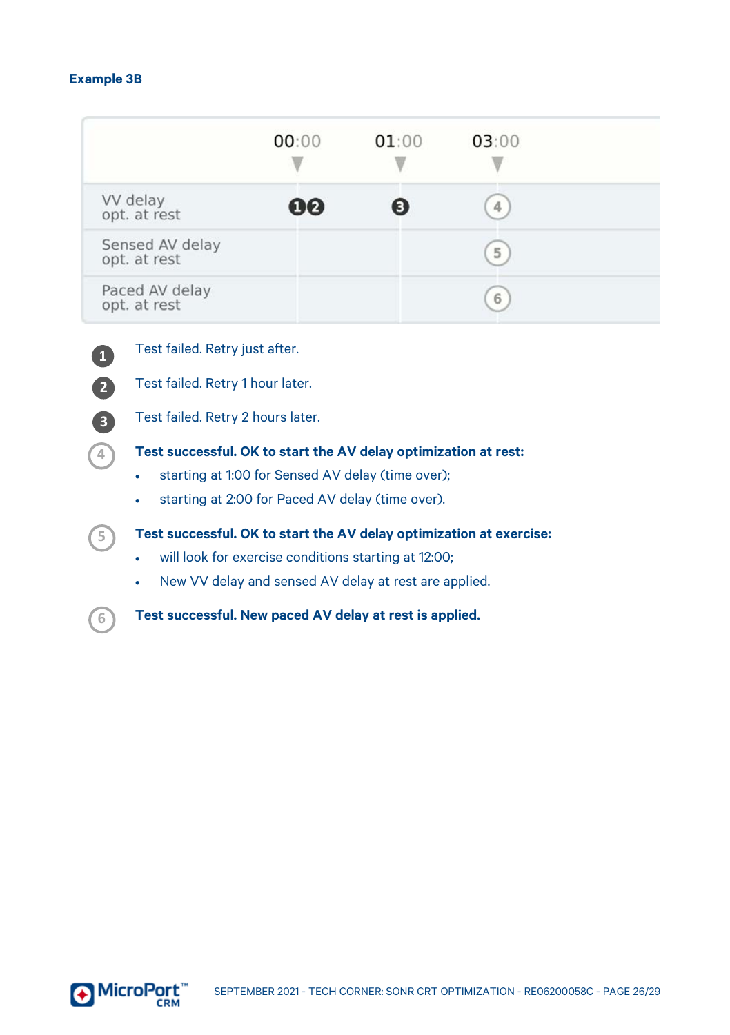### Example 3B

| | 00:00 | 01:00 | 03:00 |
|---|---|---|---|
| VV delay opt. at rest | ❶❷ | ❸ | ④ |
| Sensed AV delay opt. at rest | | | ⑤ |
| Paced AV delay opt. at rest | | | ⑥ |

❶ Test failed. Retry just after.

❷ Test failed. Retry 1 hour later.

❸ Test failed. Retry 2 hours later.

④ **Test successful. OK to start the AV delay optimization at rest:**

- starting at 1:00 for Sensed AV delay (time over);
- starting at 2:00 for Paced AV delay (time over).

⑤ **Test successful. OK to start the AV delay optimization at exercise:**

- will look for exercise conditions starting at 12:00;
- New VV delay and sensed AV delay at rest are applied.

⑥ **Test successful. New paced AV delay at rest is applied.**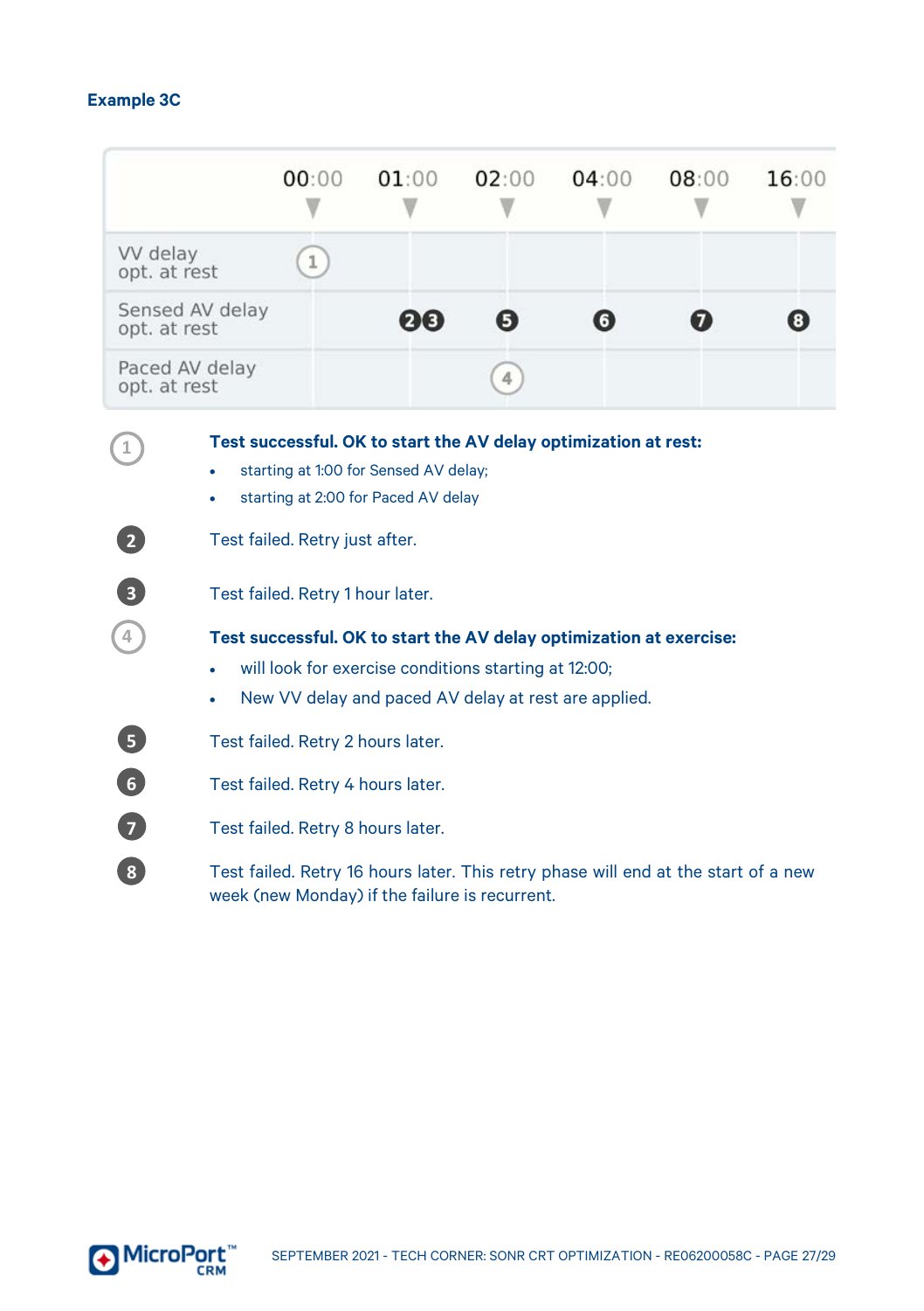## Example 3C

| | 00:00 | 01:00 | 02:00 | 04:00 | 08:00 | 16:00 |
|---|---|---|---|---|---|---|
| VV delay opt. at rest | 1 | | | | | |
| Sensed AV delay opt. at rest | | 2 3 | 5 | 6 | 7 | 8 |
| Paced AV delay opt. at rest | | | 4 | | | |

1. **Test successful. OK to start the AV delay optimization at rest:**
   - starting at 1:00 for Sensed AV delay;
   - starting at 2:00 for Paced AV delay

2. Test failed. Retry just after.

3. Test failed. Retry 1 hour later.

4. **Test successful. OK to start the AV delay optimization at exercise:**
   - will look for exercise conditions starting at 12:00;
   - New VV delay and paced AV delay at rest are applied.

5. Test failed. Retry 2 hours later.

6. Test failed. Retry 4 hours later.

7. Test failed. Retry 8 hours later.

8. Test failed. Retry 16 hours later. This retry phase will end at the start of a new week (new Monday) if the failure is recurrent.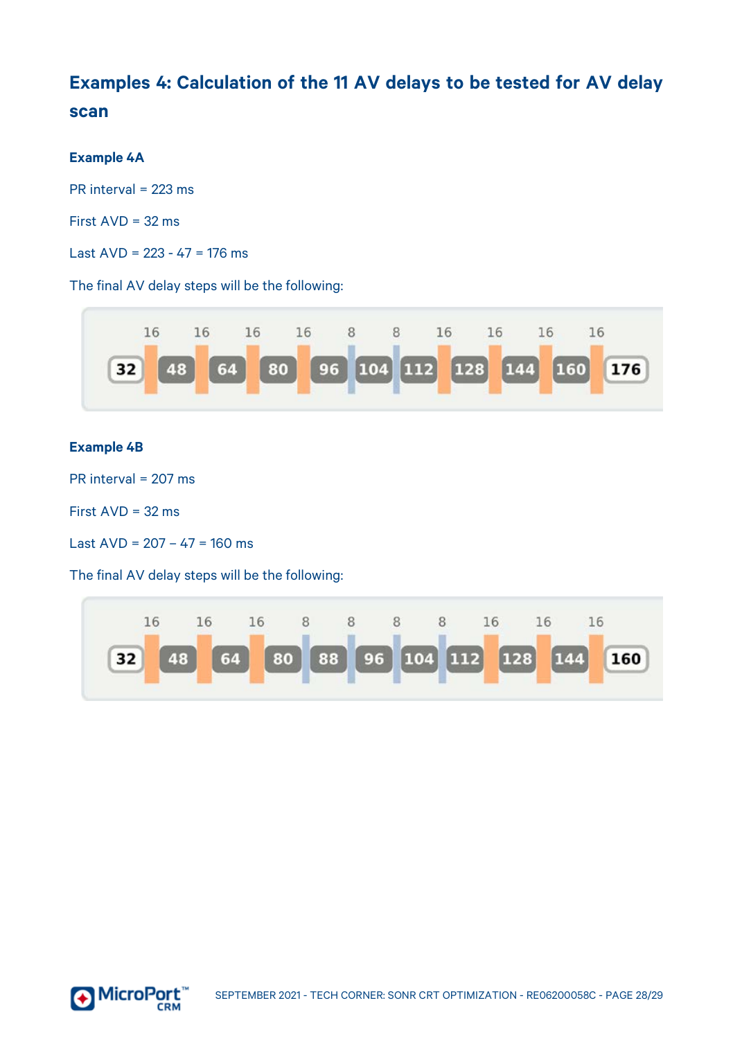## Examples 4: Calculation of the 11 AV delays to be tested for AV delay scan

### Example 4A

PR interval = 223 ms

First AVD = 32 ms

Last AVD = 223 - 47 = 176 ms

The final AV delay steps will be the following:

| | 16 | | 16 | | 16 | | 16 | | 8 | | 8 | | 16 | | 16 | | 16 | | 16 | |
|---|---|---|---|---|---|---|---|---|---|---|---|---|---|---|---|---|---|---|---|---|
| 32 | | 48 | | 64 | | 80 | | 96 | | 104 | | 112 | | 128 | | 144 | | 160 | | 176 |

### Example 4B

PR interval = 207 ms

First AVD = 32 ms

Last AVD = 207 – 47 = 160 ms

The final AV delay steps will be the following:

| | 16 | | 16 | | 16 | | 8 | | 8 | | 8 | | 8 | | 16 | | 16 | | 16 | |
|---|---|---|---|---|---|---|---|---|---|---|---|---|---|---|---|---|---|---|---|---|
| 32 | | 48 | | 64 | | 80 | | 88 | | 96 | | 104 | | 112 | | 128 | | 144 | | 160 |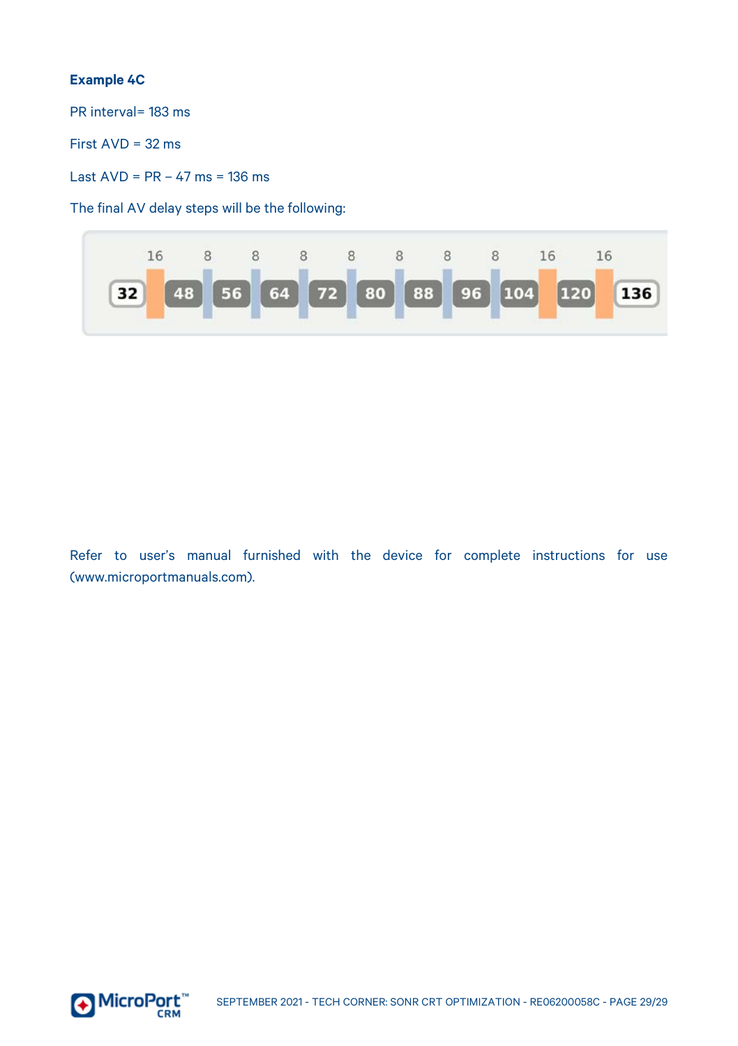**Example 4C**

PR interval= 183 ms

First AVD = 32 ms

Last AVD = PR – 47 ms = 136 ms

The final AV delay steps will be the following:

16 8 8 8 8 8 8 8 16 16

32 48 56 64 72 80 88 96 104 120 136

Refer to user's manual furnished with the device for complete instructions for use (www.microportmanuals.com).